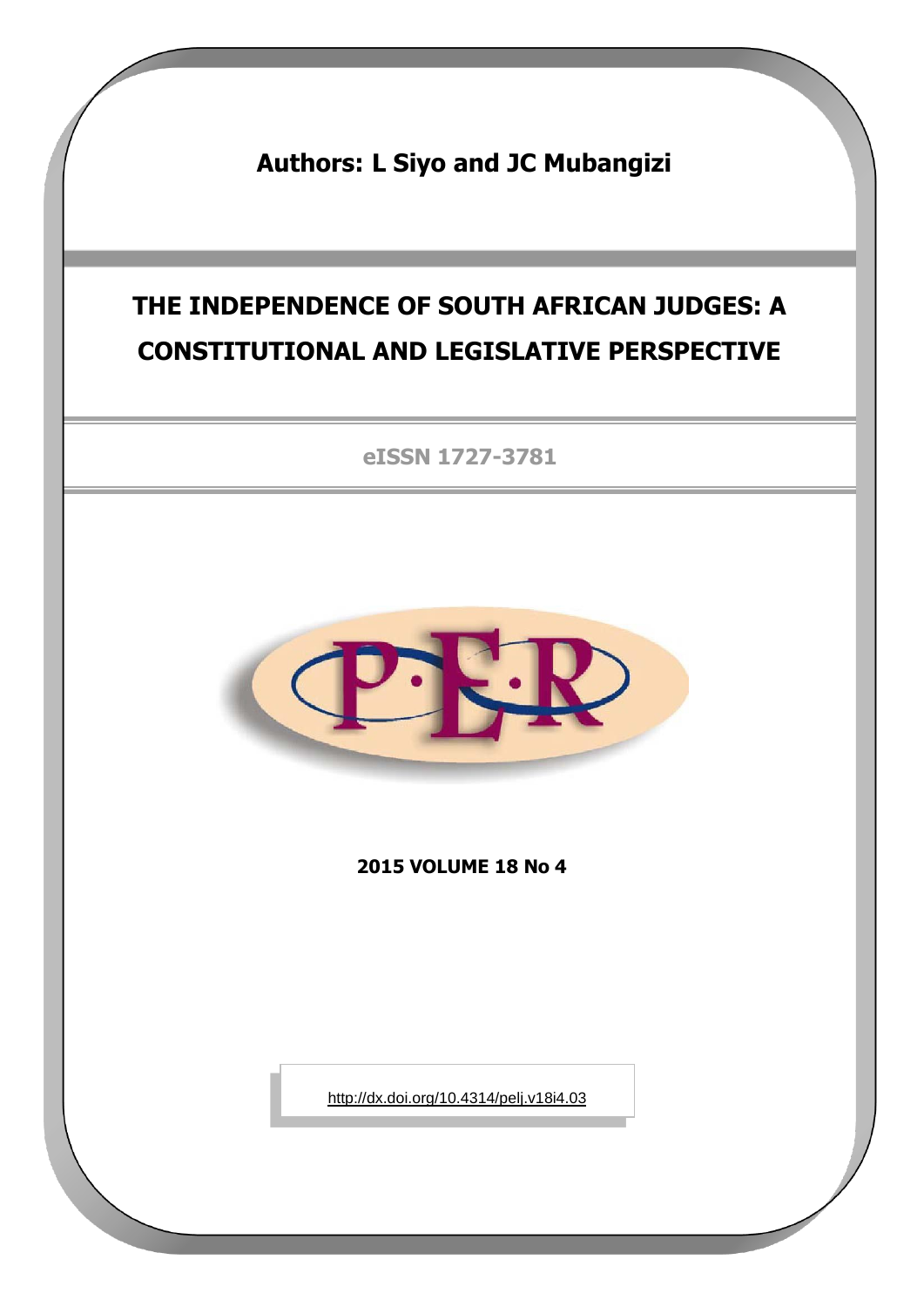**Authors: L Siyo and JC Mubangizi**

# THE INDEPENDENCE OF SOUTH AFRICAN JUDGES: A CONSTITUTIONAL AND LEGISLATIVE PERSPECTIVE

**eISSN 1727-3781**

PER

**2015 VOLUME 18 No 4**

http://dx.doi.org/10.4314/pelj.v18i4.03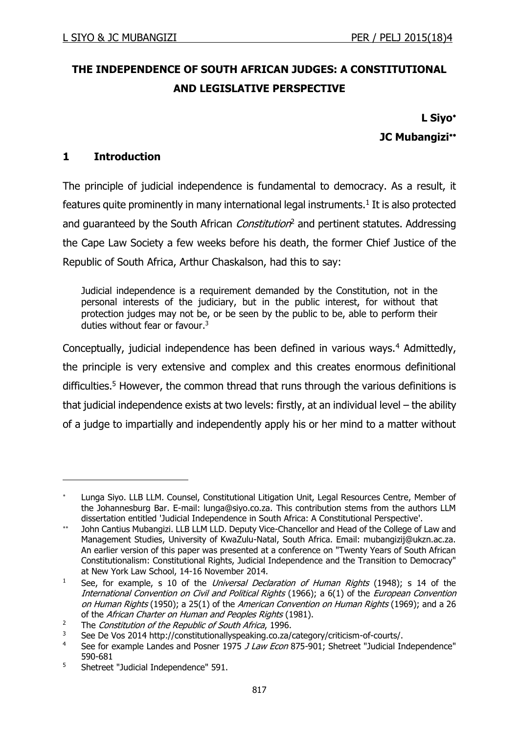# THE INDEPENDENCE OF SOUTH AFRICAN JUDGES: A CONSTITUTIONAL AND LEGISLATIVE PERSPECTIVE

**L Siyo***

**JC Mubangizi****

## 1 Introduction

The principle of judicial independence is fundamental to democracy. As a result, it features quite prominently in many international legal instruments.[1] It is also protected and guaranteed by the South African *Constitution*[2] and pertinent statutes. Addressing the Cape Law Society a few weeks before his death, the former Chief Justice of the Republic of South Africa, Arthur Chaskalson, had this to say:

> Judicial independence is a requirement demanded by the Constitution, not in the personal interests of the judiciary, but in the public interest, for without that protection judges may not be, or be seen by the public to be, able to perform their duties without fear or favour.[3]

Conceptually, judicial independence has been defined in various ways.[4] Admittedly, the principle is very extensive and complex and this creates enormous definitional difficulties.[5] However, the common thread that runs through the various definitions is that judicial independence exists at two levels: firstly, at an individual level – the ability of a judge to impartially and independently apply his or her mind to a matter without

---

\* Lunga Siyo. LLB LLM. Counsel, Constitutional Litigation Unit, Legal Resources Centre, Member of the Johannesburg Bar. E-mail: lunga@siyo.co.za. This contribution stems from the authors LLM dissertation entitled 'Judicial Independence in South Africa: A Constitutional Perspective'.

\*\* John Cantius Mubangizi. LLB LLM LLD. Deputy Vice-Chancellor and Head of the College of Law and Management Studies, University of KwaZulu-Natal, South Africa. Email: mubangizij@ukzn.ac.za. An earlier version of this paper was presented at a conference on "Twenty Years of South African Constitutionalism: Constitutional Rights, Judicial Independence and the Transition to Democracy" at New York Law School, 14-16 November 2014.

[1] See, for example, s 10 of the *Universal Declaration of Human Rights* (1948); s 14 of the *International Convention on Civil and Political Rights* (1966); a 6(1) of the *European Convention on Human Rights* (1950); a 25(1) of the *American Convention on Human Rights* (1969); and a 26 of the *African Charter on Human and Peoples Rights* (1981).

[2] The *Constitution of the Republic of South Africa*, 1996.

[3] See De Vos 2014 http://constitutionallyspeaking.co.za/category/criticism-of-courts/.

[4] See for example Landes and Posner 1975 *J Law Econ* 875-901; Shetreet "Judicial Independence" 590-681

[5] Shetreet "Judicial Independence" 591.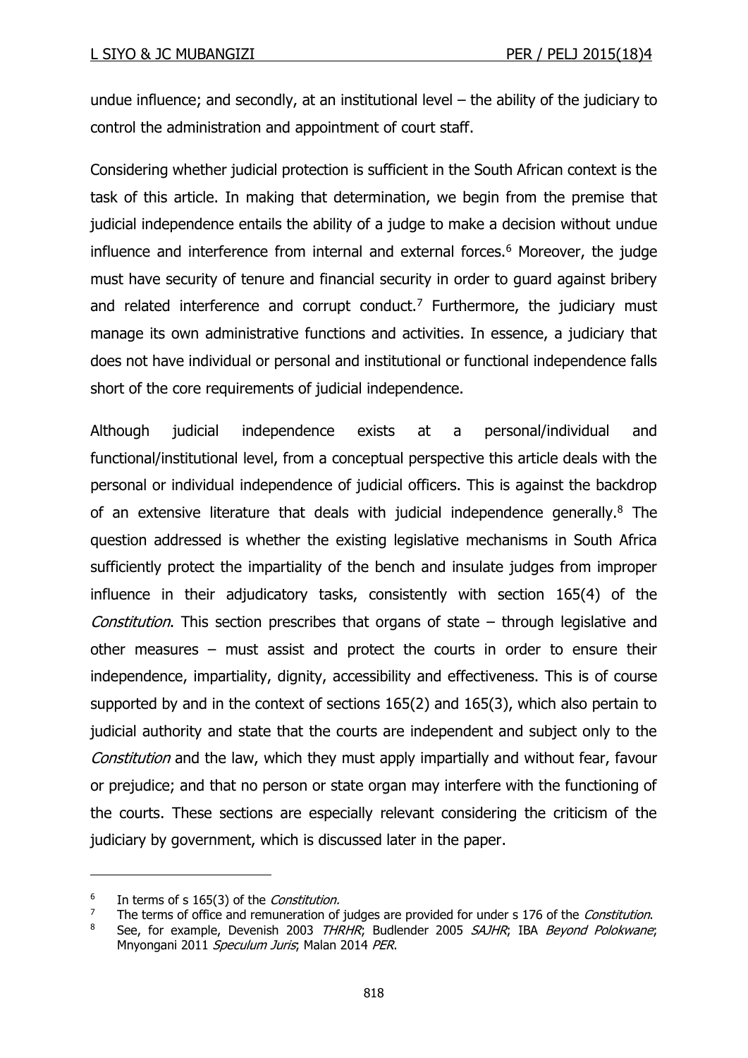undue influence; and secondly, at an institutional level – the ability of the judiciary to control the administration and appointment of court staff.

Considering whether judicial protection is sufficient in the South African context is the task of this article. In making that determination, we begin from the premise that judicial independence entails the ability of a judge to make a decision without undue influence and interference from internal and external forces.[6] Moreover, the judge must have security of tenure and financial security in order to guard against bribery and related interference and corrupt conduct.[7] Furthermore, the judiciary must manage its own administrative functions and activities. In essence, a judiciary that does not have individual or personal and institutional or functional independence falls short of the core requirements of judicial independence.

Although judicial independence exists at a personal/individual and functional/institutional level, from a conceptual perspective this article deals with the personal or individual independence of judicial officers. This is against the backdrop of an extensive literature that deals with judicial independence generally.[8] The question addressed is whether the existing legislative mechanisms in South Africa sufficiently protect the impartiality of the bench and insulate judges from improper influence in their adjudicatory tasks, consistently with section 165(4) of the *Constitution*. This section prescribes that organs of state – through legislative and other measures – must assist and protect the courts in order to ensure their independence, impartiality, dignity, accessibility and effectiveness. This is of course supported by and in the context of sections 165(2) and 165(3), which also pertain to judicial authority and state that the courts are independent and subject only to the *Constitution* and the law, which they must apply impartially and without fear, favour or prejudice; and that no person or state organ may interfere with the functioning of the courts. These sections are especially relevant considering the criticism of the judiciary by government, which is discussed later in the paper.

---

[6] In terms of s 165(3) of the *Constitution.*

[7] The terms of office and remuneration of judges are provided for under s 176 of the *Constitution*.

[8] See, for example, Devenish 2003 *THRHR*; Budlender 2005 *SAJHR*; IBA *Beyond Polokwane*; Mnyongani 2011 *Speculum Juris*; Malan 2014 *PER*.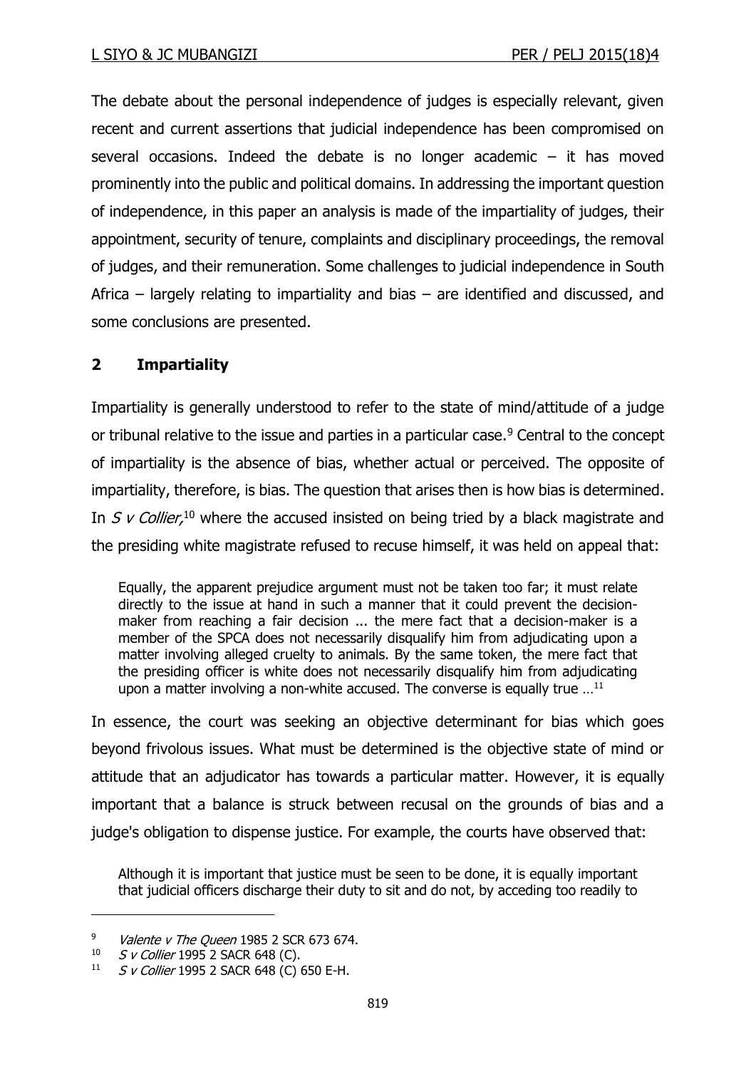The debate about the personal independence of judges is especially relevant, given recent and current assertions that judicial independence has been compromised on several occasions. Indeed the debate is no longer academic – it has moved prominently into the public and political domains. In addressing the important question of independence, in this paper an analysis is made of the impartiality of judges, their appointment, security of tenure, complaints and disciplinary proceedings, the removal of judges, and their remuneration. Some challenges to judicial independence in South Africa – largely relating to impartiality and bias – are identified and discussed, and some conclusions are presented.

## 2 Impartiality

Impartiality is generally understood to refer to the state of mind/attitude of a judge or tribunal relative to the issue and parties in a particular case.[9] Central to the concept of impartiality is the absence of bias, whether actual or perceived. The opposite of impartiality, therefore, is bias. The question that arises then is how bias is determined. In *S v Collier*,[10] where the accused insisted on being tried by a black magistrate and the presiding white magistrate refused to recuse himself, it was held on appeal that:

> Equally, the apparent prejudice argument must not be taken too far; it must relate directly to the issue at hand in such a manner that it could prevent the decision-maker from reaching a fair decision ... the mere fact that a decision-maker is a member of the SPCA does not necessarily disqualify him from adjudicating upon a matter involving alleged cruelty to animals. By the same token, the mere fact that the presiding officer is white does not necessarily disqualify him from adjudicating upon a matter involving a non-white accused. The converse is equally true …[11]

In essence, the court was seeking an objective determinant for bias which goes beyond frivolous issues. What must be determined is the objective state of mind or attitude that an adjudicator has towards a particular matter. However, it is equally important that a balance is struck between recusal on the grounds of bias and a judge's obligation to dispense justice. For example, the courts have observed that:

> Although it is important that justice must be seen to be done, it is equally important that judicial officers discharge their duty to sit and do not, by acceding too readily to

---

[9] *Valente v The Queen* 1985 2 SCR 673 674.

[10] *S v Collier* 1995 2 SACR 648 (C).

[11] *S v Collier* 1995 2 SACR 648 (C) 650 E-H.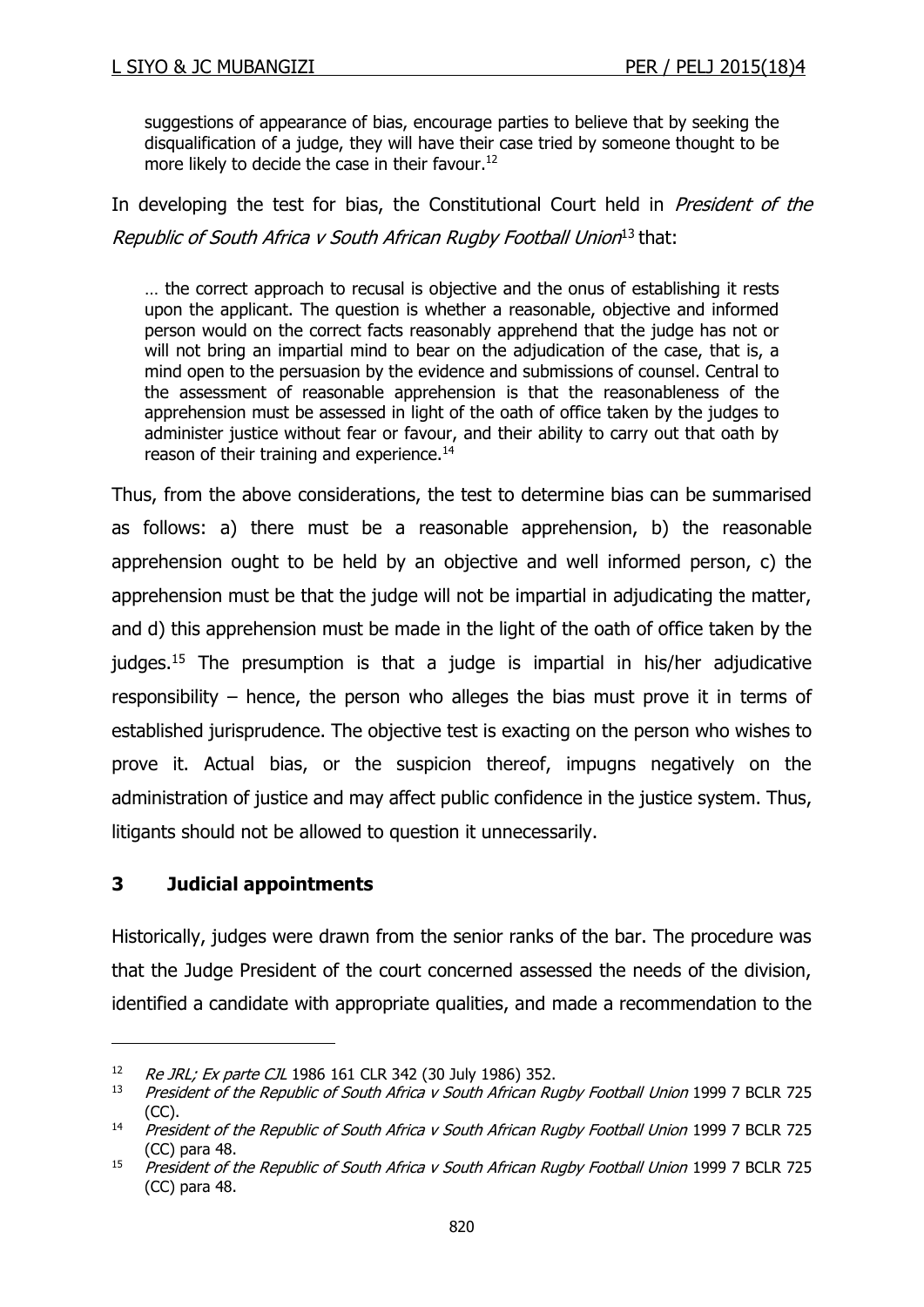> suggestions of appearance of bias, encourage parties to believe that by seeking the disqualification of a judge, they will have their case tried by someone thought to be more likely to decide the case in their favour.[12]

In developing the test for bias, the Constitutional Court held in *President of the Republic of South Africa v South African Rugby Football Union*[13] that:

> … the correct approach to recusal is objective and the onus of establishing it rests upon the applicant. The question is whether a reasonable, objective and informed person would on the correct facts reasonably apprehend that the judge has not or will not bring an impartial mind to bear on the adjudication of the case, that is, a mind open to the persuasion by the evidence and submissions of counsel. Central to the assessment of reasonable apprehension is that the reasonableness of the apprehension must be assessed in light of the oath of office taken by the judges to administer justice without fear or favour, and their ability to carry out that oath by reason of their training and experience.[14]

Thus, from the above considerations, the test to determine bias can be summarised as follows: a) there must be a reasonable apprehension, b) the reasonable apprehension ought to be held by an objective and well informed person, c) the apprehension must be that the judge will not be impartial in adjudicating the matter, and d) this apprehension must be made in the light of the oath of office taken by the judges.[15] The presumption is that a judge is impartial in his/her adjudicative responsibility – hence, the person who alleges the bias must prove it in terms of established jurisprudence. The objective test is exacting on the person who wishes to prove it. Actual bias, or the suspicion thereof, impugns negatively on the administration of justice and may affect public confidence in the justice system. Thus, litigants should not be allowed to question it unnecessarily.

## 3 Judicial appointments

Historically, judges were drawn from the senior ranks of the bar. The procedure was that the Judge President of the court concerned assessed the needs of the division, identified a candidate with appropriate qualities, and made a recommendation to the

---

[12] *Re JRL; Ex parte CJL* 1986 161 CLR 342 (30 July 1986) 352.

[13] *President of the Republic of South Africa v South African Rugby Football Union* 1999 7 BCLR 725 (CC).

[14] *President of the Republic of South Africa v South African Rugby Football Union* 1999 7 BCLR 725 (CC) para 48.

[15] *President of the Republic of South Africa v South African Rugby Football Union* 1999 7 BCLR 725 (CC) para 48.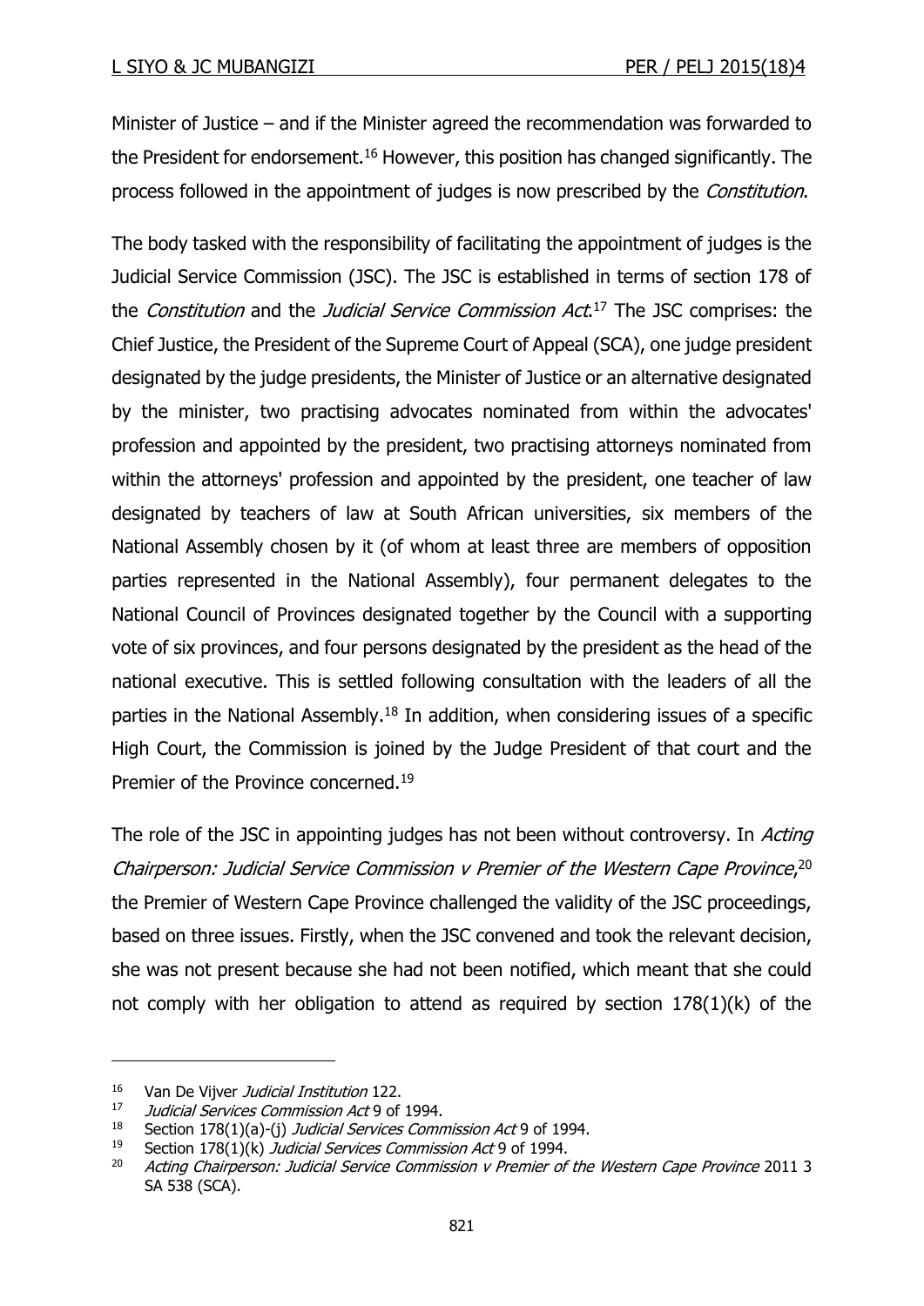Minister of Justice – and if the Minister agreed the recommendation was forwarded to the President for endorsement.[16] However, this position has changed significantly. The process followed in the appointment of judges is now prescribed by the *Constitution*.

The body tasked with the responsibility of facilitating the appointment of judges is the Judicial Service Commission (JSC). The JSC is established in terms of section 178 of the *Constitution* and the *Judicial Service Commission Act*.[17] The JSC comprises: the Chief Justice, the President of the Supreme Court of Appeal (SCA), one judge president designated by the judge presidents, the Minister of Justice or an alternative designated by the minister, two practising advocates nominated from within the advocates' profession and appointed by the president, two practising attorneys nominated from within the attorneys' profession and appointed by the president, one teacher of law designated by teachers of law at South African universities, six members of the National Assembly chosen by it (of whom at least three are members of opposition parties represented in the National Assembly), four permanent delegates to the National Council of Provinces designated together by the Council with a supporting vote of six provinces, and four persons designated by the president as the head of the national executive. This is settled following consultation with the leaders of all the parties in the National Assembly.[18] In addition, when considering issues of a specific High Court, the Commission is joined by the Judge President of that court and the Premier of the Province concerned.[19]

The role of the JSC in appointing judges has not been without controversy. In *Acting Chairperson: Judicial Service Commission v Premier of the Western Cape Province*,[20] the Premier of Western Cape Province challenged the validity of the JSC proceedings, based on three issues. Firstly, when the JSC convened and took the relevant decision, she was not present because she had not been notified, which meant that she could not comply with her obligation to attend as required by section 178(1)(k) of the

---

16 Van De Vijver *Judicial Institution* 122.

17 *Judicial Services Commission Act* 9 of 1994.

18 Section 178(1)(a)-(j) *Judicial Services Commission Act* 9 of 1994.

19 Section 178(1)(k) *Judicial Services Commission Act* 9 of 1994.

20 *Acting Chairperson: Judicial Service Commission v Premier of the Western Cape Province* 2011 3 SA 538 (SCA).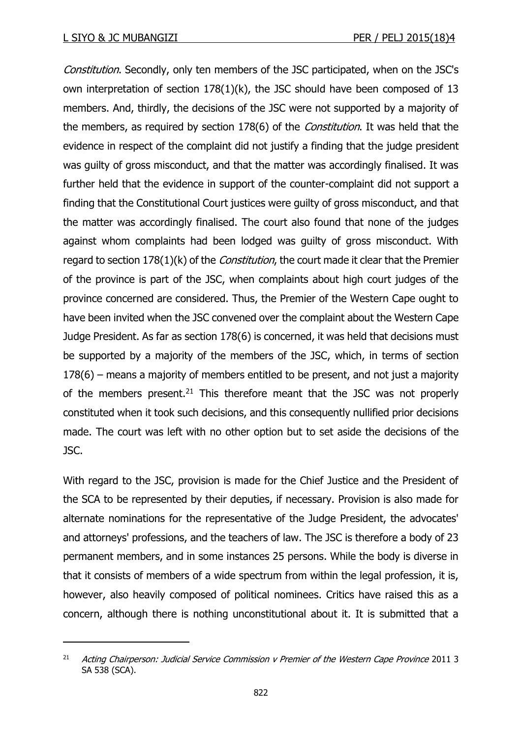*Constitution*. Secondly, only ten members of the JSC participated, when on the JSC's own interpretation of section 178(1)(k), the JSC should have been composed of 13 members. And, thirdly, the decisions of the JSC were not supported by a majority of the members, as required by section 178(6) of the *Constitution*. It was held that the evidence in respect of the complaint did not justify a finding that the judge president was guilty of gross misconduct, and that the matter was accordingly finalised. It was further held that the evidence in support of the counter-complaint did not support a finding that the Constitutional Court justices were guilty of gross misconduct, and that the matter was accordingly finalised. The court also found that none of the judges against whom complaints had been lodged was guilty of gross misconduct. With regard to section 178(1)(k) of the *Constitution*, the court made it clear that the Premier of the province is part of the JSC, when complaints about high court judges of the province concerned are considered. Thus, the Premier of the Western Cape ought to have been invited when the JSC convened over the complaint about the Western Cape Judge President. As far as section 178(6) is concerned, it was held that decisions must be supported by a majority of the members of the JSC, which, in terms of section 178(6) – means a majority of members entitled to be present, and not just a majority of the members present.[21] This therefore meant that the JSC was not properly constituted when it took such decisions, and this consequently nullified prior decisions made. The court was left with no other option but to set aside the decisions of the JSC.

With regard to the JSC, provision is made for the Chief Justice and the President of the SCA to be represented by their deputies, if necessary. Provision is also made for alternate nominations for the representative of the Judge President, the advocates' and attorneys' professions, and the teachers of law. The JSC is therefore a body of 23 permanent members, and in some instances 25 persons. While the body is diverse in that it consists of members of a wide spectrum from within the legal profession, it is, however, also heavily composed of political nominees. Critics have raised this as a concern, although there is nothing unconstitutional about it. It is submitted that a

---

[21] *Acting Chairperson: Judicial Service Commission v Premier of the Western Cape Province* 2011 3 SA 538 (SCA).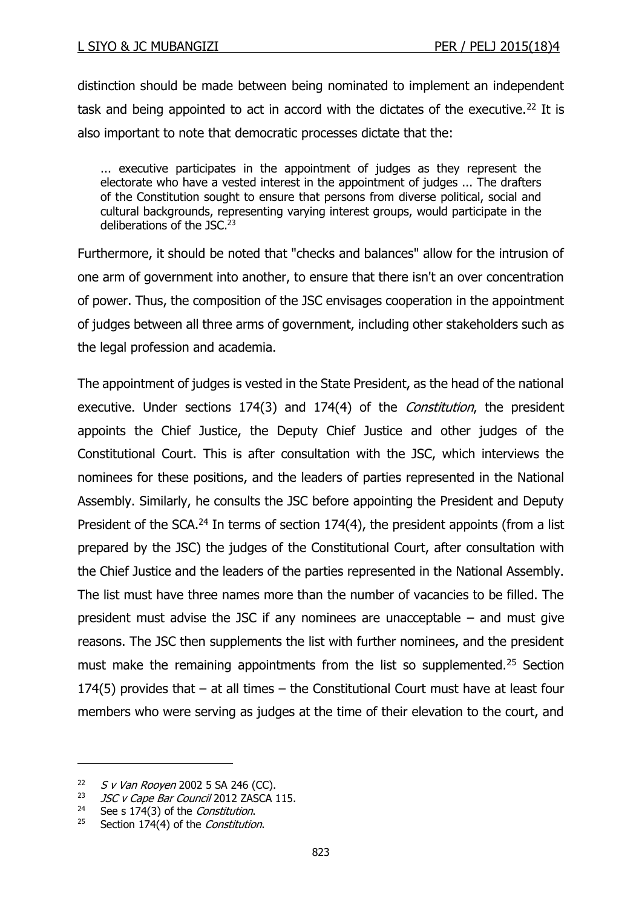distinction should be made between being nominated to implement an independent task and being appointed to act in accord with the dictates of the executive.[22] It is also important to note that democratic processes dictate that the:

> ... executive participates in the appointment of judges as they represent the electorate who have a vested interest in the appointment of judges ... The drafters of the Constitution sought to ensure that persons from diverse political, social and cultural backgrounds, representing varying interest groups, would participate in the deliberations of the JSC.[23]

Furthermore, it should be noted that "checks and balances" allow for the intrusion of one arm of government into another, to ensure that there isn't an over concentration of power. Thus, the composition of the JSC envisages cooperation in the appointment of judges between all three arms of government, including other stakeholders such as the legal profession and academia.

The appointment of judges is vested in the State President, as the head of the national executive. Under sections 174(3) and 174(4) of the *Constitution*, the president appoints the Chief Justice, the Deputy Chief Justice and other judges of the Constitutional Court. This is after consultation with the JSC, which interviews the nominees for these positions, and the leaders of parties represented in the National Assembly. Similarly, he consults the JSC before appointing the President and Deputy President of the SCA.[24] In terms of section 174(4), the president appoints (from a list prepared by the JSC) the judges of the Constitutional Court, after consultation with the Chief Justice and the leaders of the parties represented in the National Assembly. The list must have three names more than the number of vacancies to be filled. The president must advise the JSC if any nominees are unacceptable – and must give reasons. The JSC then supplements the list with further nominees, and the president must make the remaining appointments from the list so supplemented.[25] Section 174(5) provides that – at all times – the Constitutional Court must have at least four members who were serving as judges at the time of their elevation to the court, and

---

22 *S v Van Rooyen* 2002 5 SA 246 (CC).

23 *JSC v Cape Bar Council* 2012 ZASCA 115.

24 See s 174(3) of the *Constitution*.

25 Section 174(4) of the *Constitution*.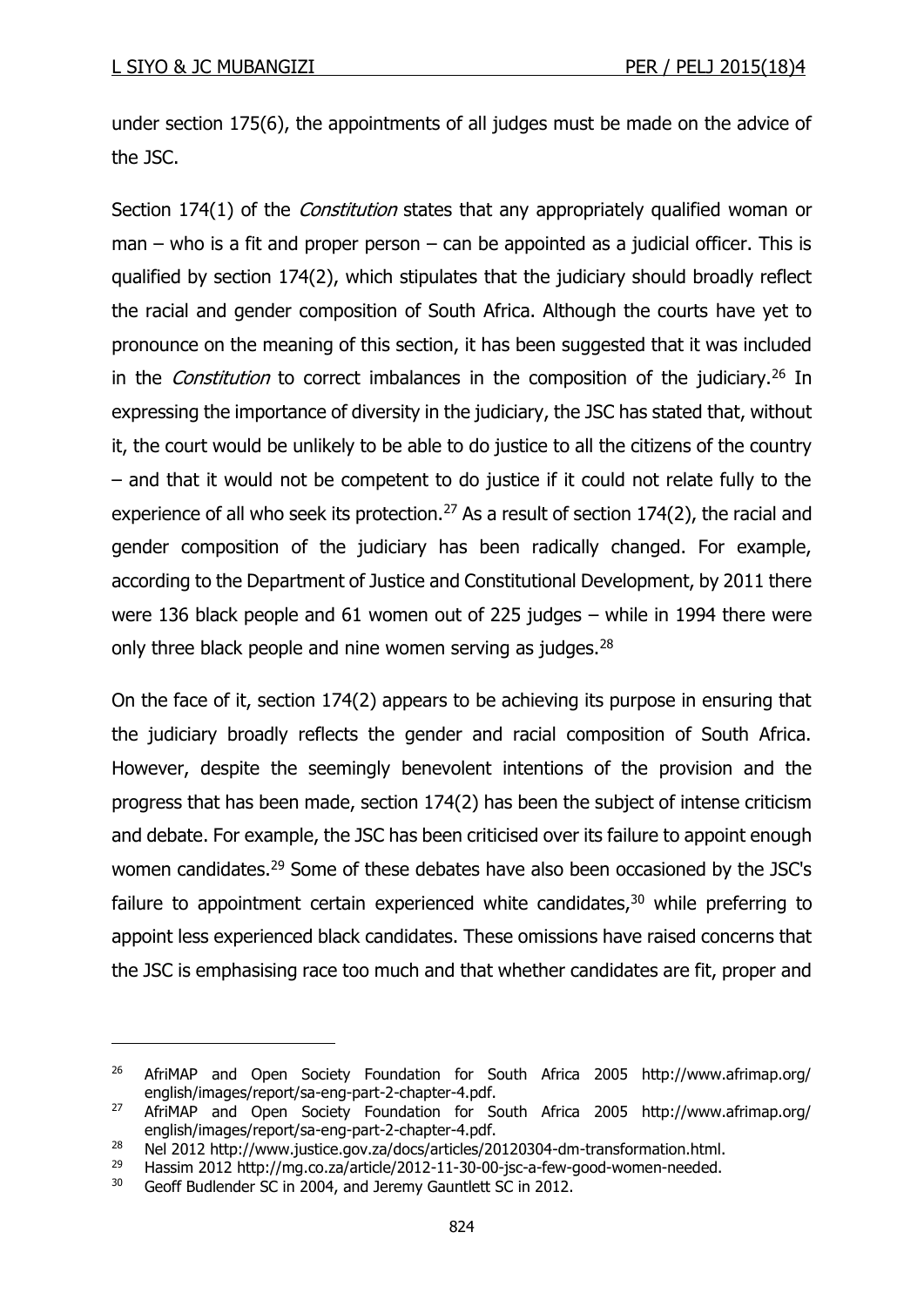under section 175(6), the appointments of all judges must be made on the advice of the JSC.

Section 174(1) of the *Constitution* states that any appropriately qualified woman or man – who is a fit and proper person – can be appointed as a judicial officer. This is qualified by section 174(2), which stipulates that the judiciary should broadly reflect the racial and gender composition of South Africa. Although the courts have yet to pronounce on the meaning of this section, it has been suggested that it was included in the *Constitution* to correct imbalances in the composition of the judiciary.[26] In expressing the importance of diversity in the judiciary, the JSC has stated that, without it, the court would be unlikely to be able to do justice to all the citizens of the country – and that it would not be competent to do justice if it could not relate fully to the experience of all who seek its protection.[27] As a result of section 174(2), the racial and gender composition of the judiciary has been radically changed. For example, according to the Department of Justice and Constitutional Development, by 2011 there were 136 black people and 61 women out of 225 judges – while in 1994 there were only three black people and nine women serving as judges.[28]

On the face of it, section 174(2) appears to be achieving its purpose in ensuring that the judiciary broadly reflects the gender and racial composition of South Africa. However, despite the seemingly benevolent intentions of the provision and the progress that has been made, section 174(2) has been the subject of intense criticism and debate. For example, the JSC has been criticised over its failure to appoint enough women candidates.[29] Some of these debates have also been occasioned by the JSC's failure to appointment certain experienced white candidates,[30] while preferring to appoint less experienced black candidates. These omissions have raised concerns that the JSC is emphasising race too much and that whether candidates are fit, proper and

---

[26] AfriMAP and Open Society Foundation for South Africa 2005 http://www.afrimap.org/english/images/report/sa-eng-part-2-chapter-4.pdf.

[27] AfriMAP and Open Society Foundation for South Africa 2005 http://www.afrimap.org/english/images/report/sa-eng-part-2-chapter-4.pdf.

[28] Nel 2012 http://www.justice.gov.za/docs/articles/20120304-dm-transformation.html.

[29] Hassim 2012 http://mg.co.za/article/2012-11-30-00-jsc-a-few-good-women-needed.

[30] Geoff Budlender SC in 2004, and Jeremy Gauntlett SC in 2012.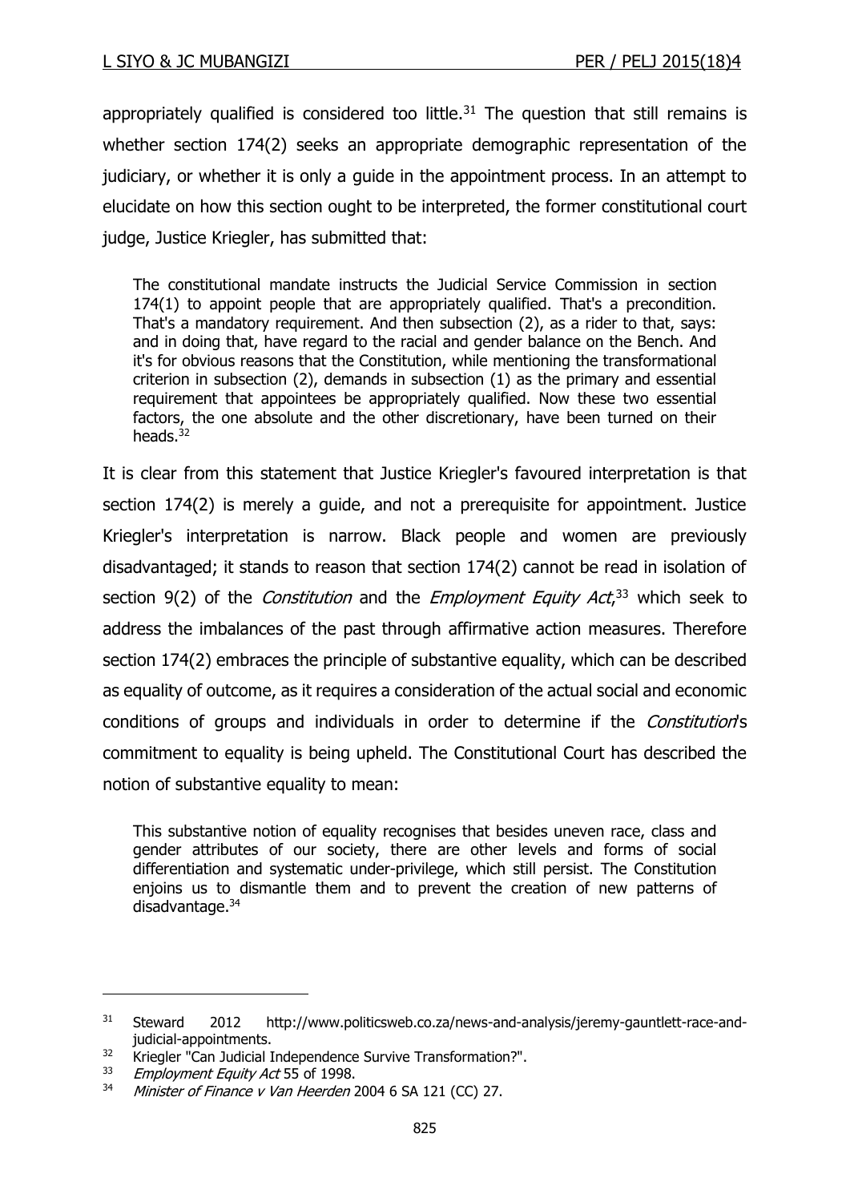appropriately qualified is considered too little.[31] The question that still remains is whether section 174(2) seeks an appropriate demographic representation of the judiciary, or whether it is only a guide in the appointment process. In an attempt to elucidate on how this section ought to be interpreted, the former constitutional court judge, Justice Kriegler, has submitted that:

> The constitutional mandate instructs the Judicial Service Commission in section 174(1) to appoint people that are appropriately qualified. That's a precondition. That's a mandatory requirement. And then subsection (2), as a rider to that, says: and in doing that, have regard to the racial and gender balance on the Bench. And it's for obvious reasons that the Constitution, while mentioning the transformational criterion in subsection (2), demands in subsection (1) as the primary and essential requirement that appointees be appropriately qualified. Now these two essential factors, the one absolute and the other discretionary, have been turned on their heads.[32]

It is clear from this statement that Justice Kriegler's favoured interpretation is that section 174(2) is merely a guide, and not a prerequisite for appointment. Justice Kriegler's interpretation is narrow. Black people and women are previously disadvantaged; it stands to reason that section 174(2) cannot be read in isolation of section 9(2) of the *Constitution* and the *Employment Equity Act*,[33] which seek to address the imbalances of the past through affirmative action measures. Therefore section 174(2) embraces the principle of substantive equality, which can be described as equality of outcome, as it requires a consideration of the actual social and economic conditions of groups and individuals in order to determine if the *Constitution*'s commitment to equality is being upheld. The Constitutional Court has described the notion of substantive equality to mean:

> This substantive notion of equality recognises that besides uneven race, class and gender attributes of our society, there are other levels and forms of social differentiation and systematic under-privilege, which still persist. The Constitution enjoins us to dismantle them and to prevent the creation of new patterns of disadvantage.[34]

---

[31] Steward 2012 http://www.politicsweb.co.za/news-and-analysis/jeremy-gauntlett-race-and-judicial-appointments.

[32] Kriegler "Can Judicial Independence Survive Transformation?".

[33] *Employment Equity Act* 55 of 1998.

[34] *Minister of Finance v Van Heerden* 2004 6 SA 121 (CC) 27.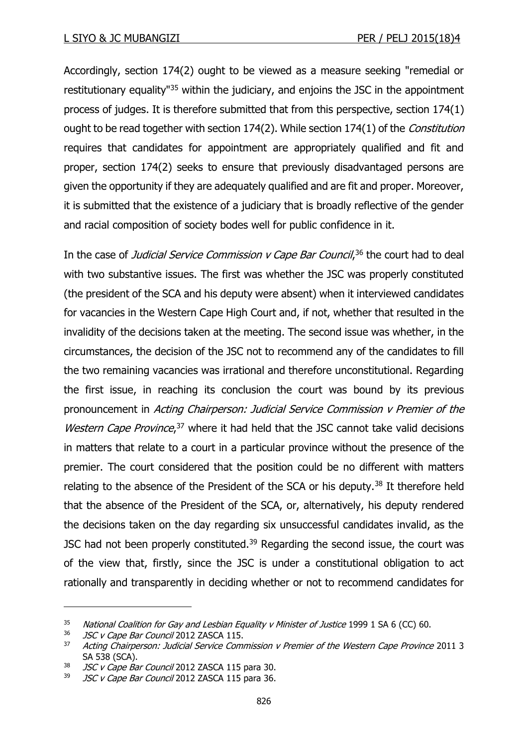Accordingly, section 174(2) ought to be viewed as a measure seeking "remedial or restitutionary equality"[35] within the judiciary, and enjoins the JSC in the appointment process of judges. It is therefore submitted that from this perspective, section 174(1) ought to be read together with section 174(2). While section 174(1) of the *Constitution* requires that candidates for appointment are appropriately qualified and fit and proper, section 174(2) seeks to ensure that previously disadvantaged persons are given the opportunity if they are adequately qualified and are fit and proper. Moreover, it is submitted that the existence of a judiciary that is broadly reflective of the gender and racial composition of society bodes well for public confidence in it.

In the case of *Judicial Service Commission v Cape Bar Council*,[36] the court had to deal with two substantive issues. The first was whether the JSC was properly constituted (the president of the SCA and his deputy were absent) when it interviewed candidates for vacancies in the Western Cape High Court and, if not, whether that resulted in the invalidity of the decisions taken at the meeting. The second issue was whether, in the circumstances, the decision of the JSC not to recommend any of the candidates to fill the two remaining vacancies was irrational and therefore unconstitutional. Regarding the first issue, in reaching its conclusion the court was bound by its previous pronouncement in *Acting Chairperson: Judicial Service Commission v Premier of the Western Cape Province*,[37] where it had held that the JSC cannot take valid decisions in matters that relate to a court in a particular province without the presence of the premier. The court considered that the position could be no different with matters relating to the absence of the President of the SCA or his deputy.[38] It therefore held that the absence of the President of the SCA, or, alternatively, his deputy rendered the decisions taken on the day regarding six unsuccessful candidates invalid, as the JSC had not been properly constituted.[39] Regarding the second issue, the court was of the view that, firstly, since the JSC is under a constitutional obligation to act rationally and transparently in deciding whether or not to recommend candidates for

---

[35] *National Coalition for Gay and Lesbian Equality v Minister of Justice* 1999 1 SA 6 (CC) 60.

[36] *JSC v Cape Bar Council* 2012 ZASCA 115.

[37] *Acting Chairperson: Judicial Service Commission v Premier of the Western Cape Province* 2011 3 SA 538 (SCA).

[38] *JSC v Cape Bar Council* 2012 ZASCA 115 para 30.

[39] *JSC v Cape Bar Council* 2012 ZASCA 115 para 36.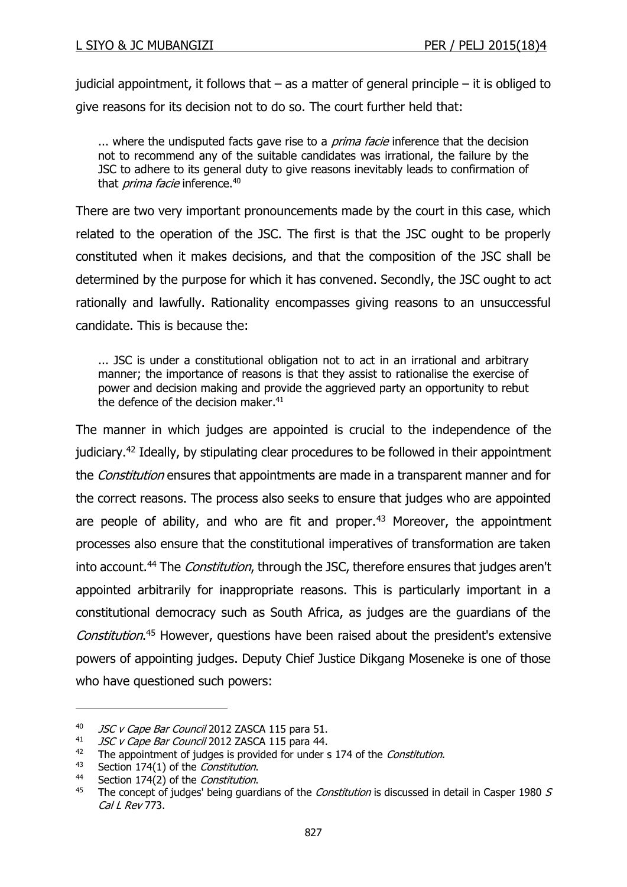judicial appointment, it follows that – as a matter of general principle – it is obliged to give reasons for its decision not to do so. The court further held that:

> ... where the undisputed facts gave rise to a *prima facie* inference that the decision not to recommend any of the suitable candidates was irrational, the failure by the JSC to adhere to its general duty to give reasons inevitably leads to confirmation of that *prima facie* inference.[40]

There are two very important pronouncements made by the court in this case, which related to the operation of the JSC. The first is that the JSC ought to be properly constituted when it makes decisions, and that the composition of the JSC shall be determined by the purpose for which it has convened. Secondly, the JSC ought to act rationally and lawfully. Rationality encompasses giving reasons to an unsuccessful candidate. This is because the:

> ... JSC is under a constitutional obligation not to act in an irrational and arbitrary manner; the importance of reasons is that they assist to rationalise the exercise of power and decision making and provide the aggrieved party an opportunity to rebut the defence of the decision maker.[41]

The manner in which judges are appointed is crucial to the independence of the judiciary.[42] Ideally, by stipulating clear procedures to be followed in their appointment the *Constitution* ensures that appointments are made in a transparent manner and for the correct reasons. The process also seeks to ensure that judges who are appointed are people of ability, and who are fit and proper.[43] Moreover, the appointment processes also ensure that the constitutional imperatives of transformation are taken into account.[44] The *Constitution*, through the JSC, therefore ensures that judges aren't appointed arbitrarily for inappropriate reasons. This is particularly important in a constitutional democracy such as South Africa, as judges are the guardians of the *Constitution*.[45] However, questions have been raised about the president's extensive powers of appointing judges. Deputy Chief Justice Dikgang Moseneke is one of those who have questioned such powers:

---

[40] *JSC v Cape Bar Council* 2012 ZASCA 115 para 51.

[41] *JSC v Cape Bar Council* 2012 ZASCA 115 para 44.

[42] The appointment of judges is provided for under s 174 of the *Constitution*.

[43] Section 174(1) of the *Constitution*.

[44] Section 174(2) of the *Constitution*.

[45] The concept of judges' being guardians of the *Constitution* is discussed in detail in Casper 1980 *S Cal L Rev* 773.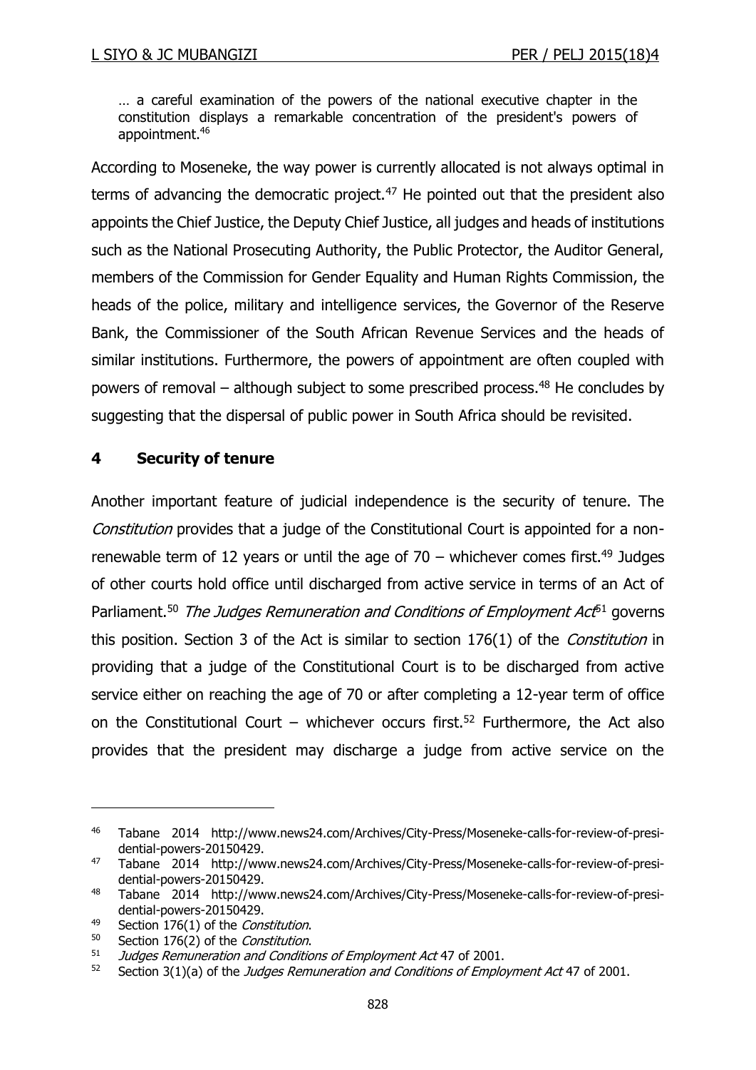> … a careful examination of the powers of the national executive chapter in the constitution displays a remarkable concentration of the president's powers of appointment.[46]

According to Moseneke, the way power is currently allocated is not always optimal in terms of advancing the democratic project.[47] He pointed out that the president also appoints the Chief Justice, the Deputy Chief Justice, all judges and heads of institutions such as the National Prosecuting Authority, the Public Protector, the Auditor General, members of the Commission for Gender Equality and Human Rights Commission, the heads of the police, military and intelligence services, the Governor of the Reserve Bank, the Commissioner of the South African Revenue Services and the heads of similar institutions. Furthermore, the powers of appointment are often coupled with powers of removal – although subject to some prescribed process.[48] He concludes by suggesting that the dispersal of public power in South Africa should be revisited.

## 4 Security of tenure

Another important feature of judicial independence is the security of tenure. The *Constitution* provides that a judge of the Constitutional Court is appointed for a non-renewable term of 12 years or until the age of 70 – whichever comes first.[49] Judges of other courts hold office until discharged from active service in terms of an Act of Parliament.[50] *The Judges Remuneration and Conditions of Employment Act*[51] governs this position. Section 3 of the Act is similar to section 176(1) of the *Constitution* in providing that a judge of the Constitutional Court is to be discharged from active service either on reaching the age of 70 or after completing a 12-year term of office on the Constitutional Court – whichever occurs first.[52] Furthermore, the Act also provides that the president may discharge a judge from active service on the

---

46 Tabane 2014 http://www.news24.com/Archives/City-Press/Moseneke-calls-for-review-of-presidential-powers-20150429.

47 Tabane 2014 http://www.news24.com/Archives/City-Press/Moseneke-calls-for-review-of-presidential-powers-20150429.

48 Tabane 2014 http://www.news24.com/Archives/City-Press/Moseneke-calls-for-review-of-presidential-powers-20150429.

49 Section 176(1) of the *Constitution*.

50 Section 176(2) of the *Constitution*.

51 *Judges Remuneration and Conditions of Employment Act* 47 of 2001.

52 Section 3(1)(a) of the *Judges Remuneration and Conditions of Employment Act* 47 of 2001.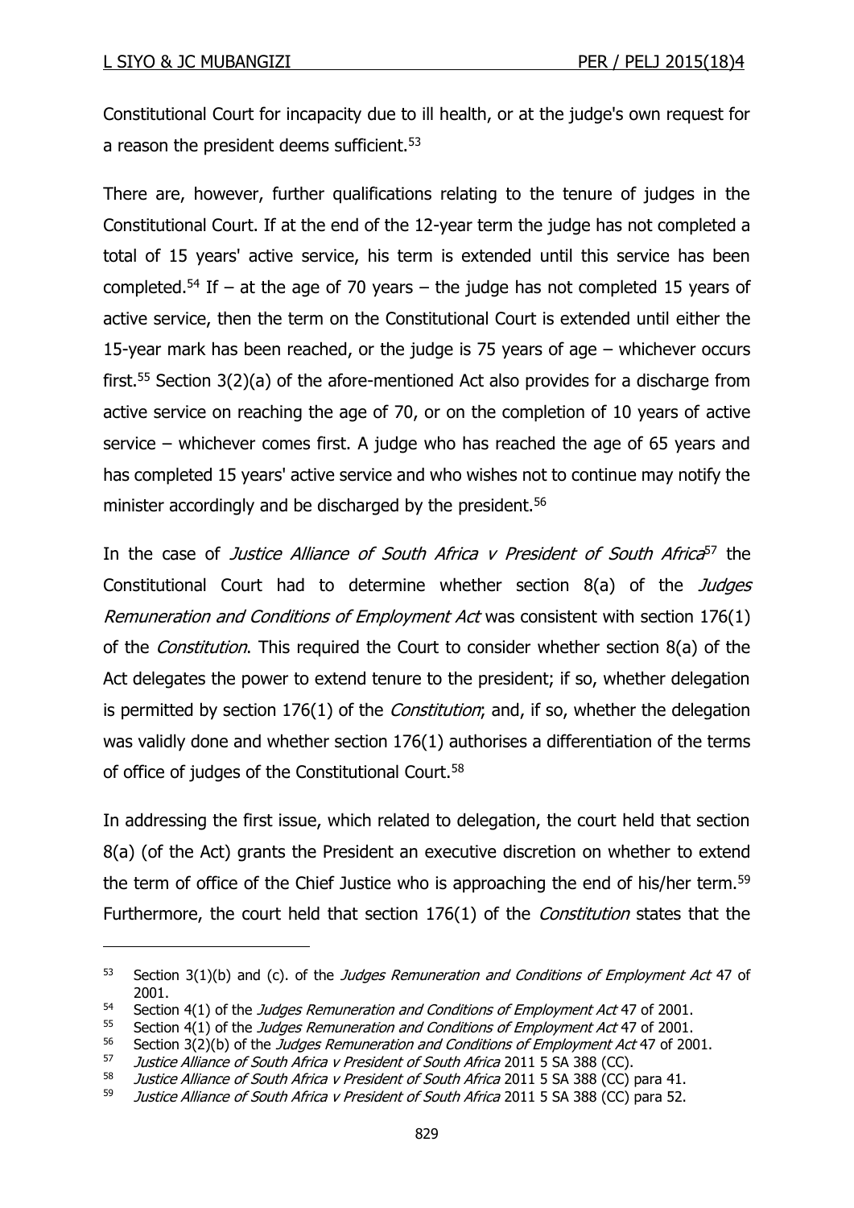Constitutional Court for incapacity due to ill health, or at the judge's own request for a reason the president deems sufficient.[53]

There are, however, further qualifications relating to the tenure of judges in the Constitutional Court. If at the end of the 12-year term the judge has not completed a total of 15 years' active service, his term is extended until this service has been completed.[54] If – at the age of 70 years – the judge has not completed 15 years of active service, then the term on the Constitutional Court is extended until either the 15-year mark has been reached, or the judge is 75 years of age – whichever occurs first.[55] Section 3(2)(a) of the afore-mentioned Act also provides for a discharge from active service on reaching the age of 70, or on the completion of 10 years of active service – whichever comes first. A judge who has reached the age of 65 years and has completed 15 years' active service and who wishes not to continue may notify the minister accordingly and be discharged by the president.[56]

In the case of *Justice Alliance of South Africa v President of South Africa*[57] the Constitutional Court had to determine whether section 8(a) of the *Judges Remuneration and Conditions of Employment Act* was consistent with section 176(1) of the *Constitution*. This required the Court to consider whether section 8(a) of the Act delegates the power to extend tenure to the president; if so, whether delegation is permitted by section 176(1) of the *Constitution*; and, if so, whether the delegation was validly done and whether section 176(1) authorises a differentiation of the terms of office of judges of the Constitutional Court.[58]

In addressing the first issue, which related to delegation, the court held that section 8(a) (of the Act) grants the President an executive discretion on whether to extend the term of office of the Chief Justice who is approaching the end of his/her term.[59] Furthermore, the court held that section 176(1) of the *Constitution* states that the

---

[53] Section 3(1)(b) and (c). of the *Judges Remuneration and Conditions of Employment Act* 47 of 2001.

[54] Section 4(1) of the *Judges Remuneration and Conditions of Employment Act* 47 of 2001.

[55] Section 4(1) of the *Judges Remuneration and Conditions of Employment Act* 47 of 2001.

[56] Section 3(2)(b) of the *Judges Remuneration and Conditions of Employment Act* 47 of 2001.

[57] *Justice Alliance of South Africa v President of South Africa* 2011 5 SA 388 (CC).

[58] *Justice Alliance of South Africa v President of South Africa* 2011 5 SA 388 (CC) para 41.

[59] *Justice Alliance of South Africa v President of South Africa* 2011 5 SA 388 (CC) para 52.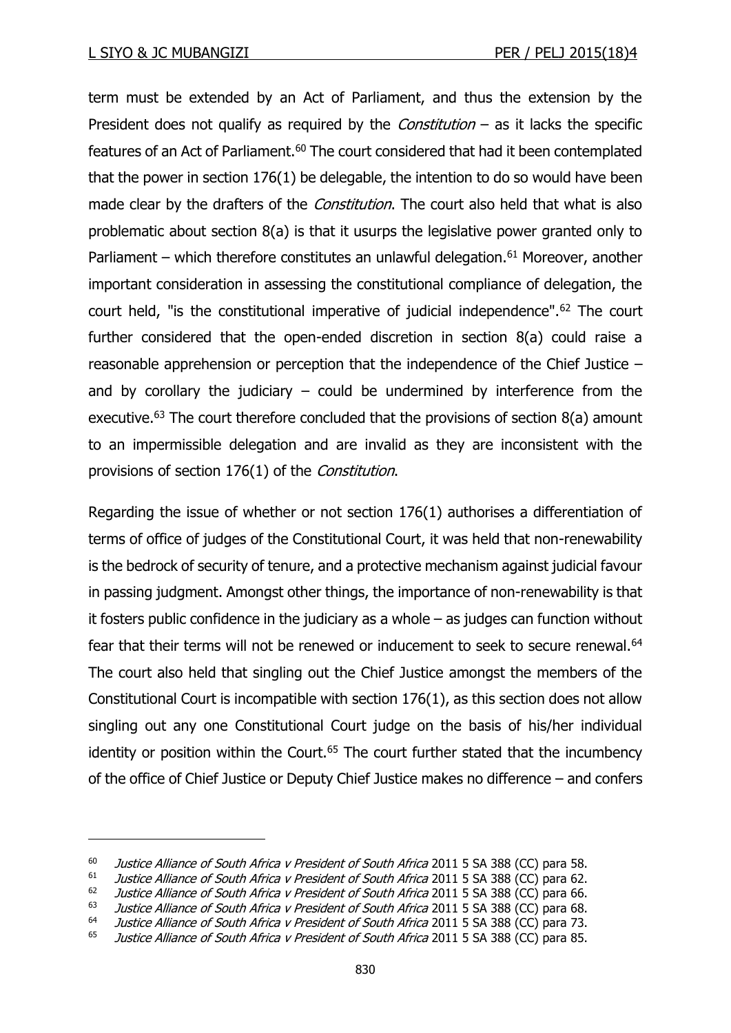term must be extended by an Act of Parliament, and thus the extension by the President does not qualify as required by the *Constitution* – as it lacks the specific features of an Act of Parliament.[60] The court considered that had it been contemplated that the power in section 176(1) be delegable, the intention to do so would have been made clear by the drafters of the *Constitution*. The court also held that what is also problematic about section 8(a) is that it usurps the legislative power granted only to Parliament – which therefore constitutes an unlawful delegation.[61] Moreover, another important consideration in assessing the constitutional compliance of delegation, the court held, "is the constitutional imperative of judicial independence".[62] The court further considered that the open-ended discretion in section 8(a) could raise a reasonable apprehension or perception that the independence of the Chief Justice – and by corollary the judiciary – could be undermined by interference from the executive.[63] The court therefore concluded that the provisions of section 8(a) amount to an impermissible delegation and are invalid as they are inconsistent with the provisions of section 176(1) of the *Constitution*.

Regarding the issue of whether or not section 176(1) authorises a differentiation of terms of office of judges of the Constitutional Court, it was held that non-renewability is the bedrock of security of tenure, and a protective mechanism against judicial favour in passing judgment. Amongst other things, the importance of non-renewability is that it fosters public confidence in the judiciary as a whole – as judges can function without fear that their terms will not be renewed or inducement to seek to secure renewal.[64] The court also held that singling out the Chief Justice amongst the members of the Constitutional Court is incompatible with section 176(1), as this section does not allow singling out any one Constitutional Court judge on the basis of his/her individual identity or position within the Court.[65] The court further stated that the incumbency of the office of Chief Justice or Deputy Chief Justice makes no difference – and confers

---

[60] *Justice Alliance of South Africa v President of South Africa* 2011 5 SA 388 (CC) para 58.

[61] *Justice Alliance of South Africa v President of South Africa* 2011 5 SA 388 (CC) para 62.

[62] *Justice Alliance of South Africa v President of South Africa* 2011 5 SA 388 (CC) para 66.

[63] *Justice Alliance of South Africa v President of South Africa* 2011 5 SA 388 (CC) para 68.

[64] *Justice Alliance of South Africa v President of South Africa* 2011 5 SA 388 (CC) para 73.

[65] *Justice Alliance of South Africa v President of South Africa* 2011 5 SA 388 (CC) para 85.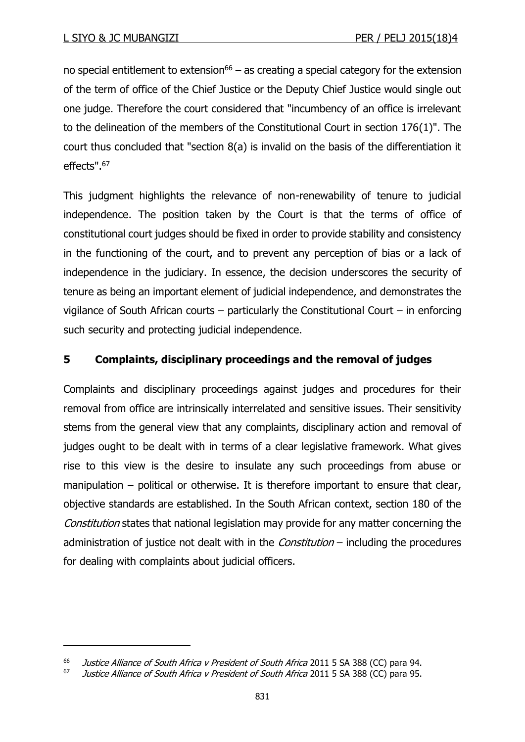no special entitlement to extension[66] – as creating a special category for the extension of the term of office of the Chief Justice or the Deputy Chief Justice would single out one judge. Therefore the court considered that "incumbency of an office is irrelevant to the delineation of the members of the Constitutional Court in section 176(1)". The court thus concluded that "section 8(a) is invalid on the basis of the differentiation it effects".[67]

This judgment highlights the relevance of non-renewability of tenure to judicial independence. The position taken by the Court is that the terms of office of constitutional court judges should be fixed in order to provide stability and consistency in the functioning of the court, and to prevent any perception of bias or a lack of independence in the judiciary. In essence, the decision underscores the security of tenure as being an important element of judicial independence, and demonstrates the vigilance of South African courts – particularly the Constitutional Court – in enforcing such security and protecting judicial independence.

## 5 Complaints, disciplinary proceedings and the removal of judges

Complaints and disciplinary proceedings against judges and procedures for their removal from office are intrinsically interrelated and sensitive issues. Their sensitivity stems from the general view that any complaints, disciplinary action and removal of judges ought to be dealt with in terms of a clear legislative framework. What gives rise to this view is the desire to insulate any such proceedings from abuse or manipulation – political or otherwise. It is therefore important to ensure that clear, objective standards are established. In the South African context, section 180 of the *Constitution* states that national legislation may provide for any matter concerning the administration of justice not dealt with in the *Constitution* – including the procedures for dealing with complaints about judicial officers.

---

[66] *Justice Alliance of South Africa v President of South Africa* 2011 5 SA 388 (CC) para 94.

[67] *Justice Alliance of South Africa v President of South Africa* 2011 5 SA 388 (CC) para 95.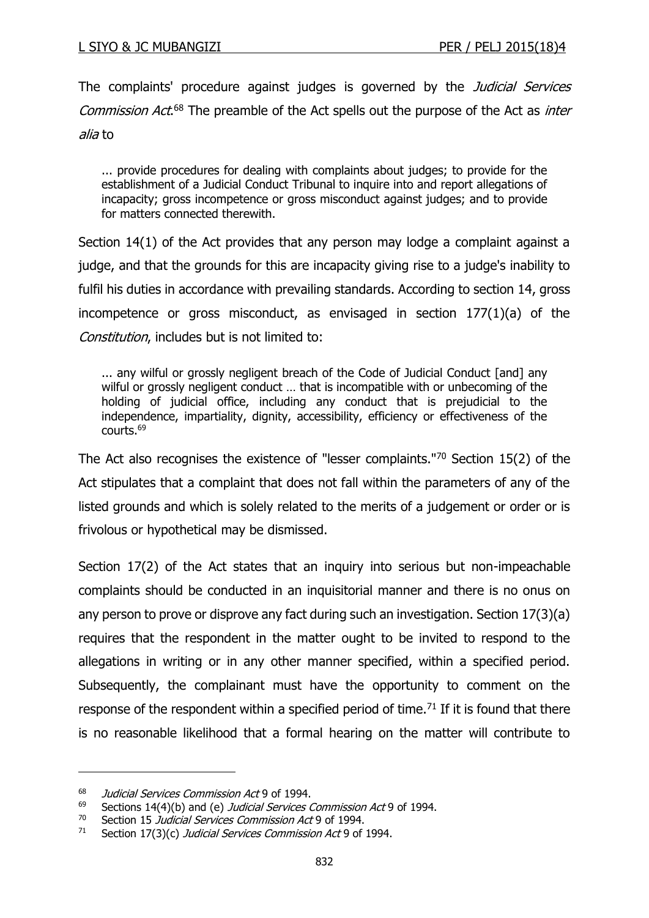The complaints' procedure against judges is governed by the *Judicial Services Commission Act*.[68] The preamble of the Act spells out the purpose of the Act as *inter alia* to

> ... provide procedures for dealing with complaints about judges; to provide for the establishment of a Judicial Conduct Tribunal to inquire into and report allegations of incapacity; gross incompetence or gross misconduct against judges; and to provide for matters connected therewith.

Section 14(1) of the Act provides that any person may lodge a complaint against a judge, and that the grounds for this are incapacity giving rise to a judge's inability to fulfil his duties in accordance with prevailing standards. According to section 14, gross incompetence or gross misconduct, as envisaged in section 177(1)(a) of the *Constitution*, includes but is not limited to:

> ... any wilful or grossly negligent breach of the Code of Judicial Conduct [and] any wilful or grossly negligent conduct … that is incompatible with or unbecoming of the holding of judicial office, including any conduct that is prejudicial to the independence, impartiality, dignity, accessibility, efficiency or effectiveness of the courts.[69]

The Act also recognises the existence of "lesser complaints."[70] Section 15(2) of the Act stipulates that a complaint that does not fall within the parameters of any of the listed grounds and which is solely related to the merits of a judgement or order or is frivolous or hypothetical may be dismissed.

Section 17(2) of the Act states that an inquiry into serious but non-impeachable complaints should be conducted in an inquisitorial manner and there is no onus on any person to prove or disprove any fact during such an investigation. Section 17(3)(a) requires that the respondent in the matter ought to be invited to respond to the allegations in writing or in any other manner specified, within a specified period. Subsequently, the complainant must have the opportunity to comment on the response of the respondent within a specified period of time.[71] If it is found that there is no reasonable likelihood that a formal hearing on the matter will contribute to

---

[68] *Judicial Services Commission Act* 9 of 1994.

[69] Sections 14(4)(b) and (e) *Judicial Services Commission Act* 9 of 1994.

[70] Section 15 *Judicial Services Commission Act* 9 of 1994.

[71] Section 17(3)(c) *Judicial Services Commission Act* 9 of 1994.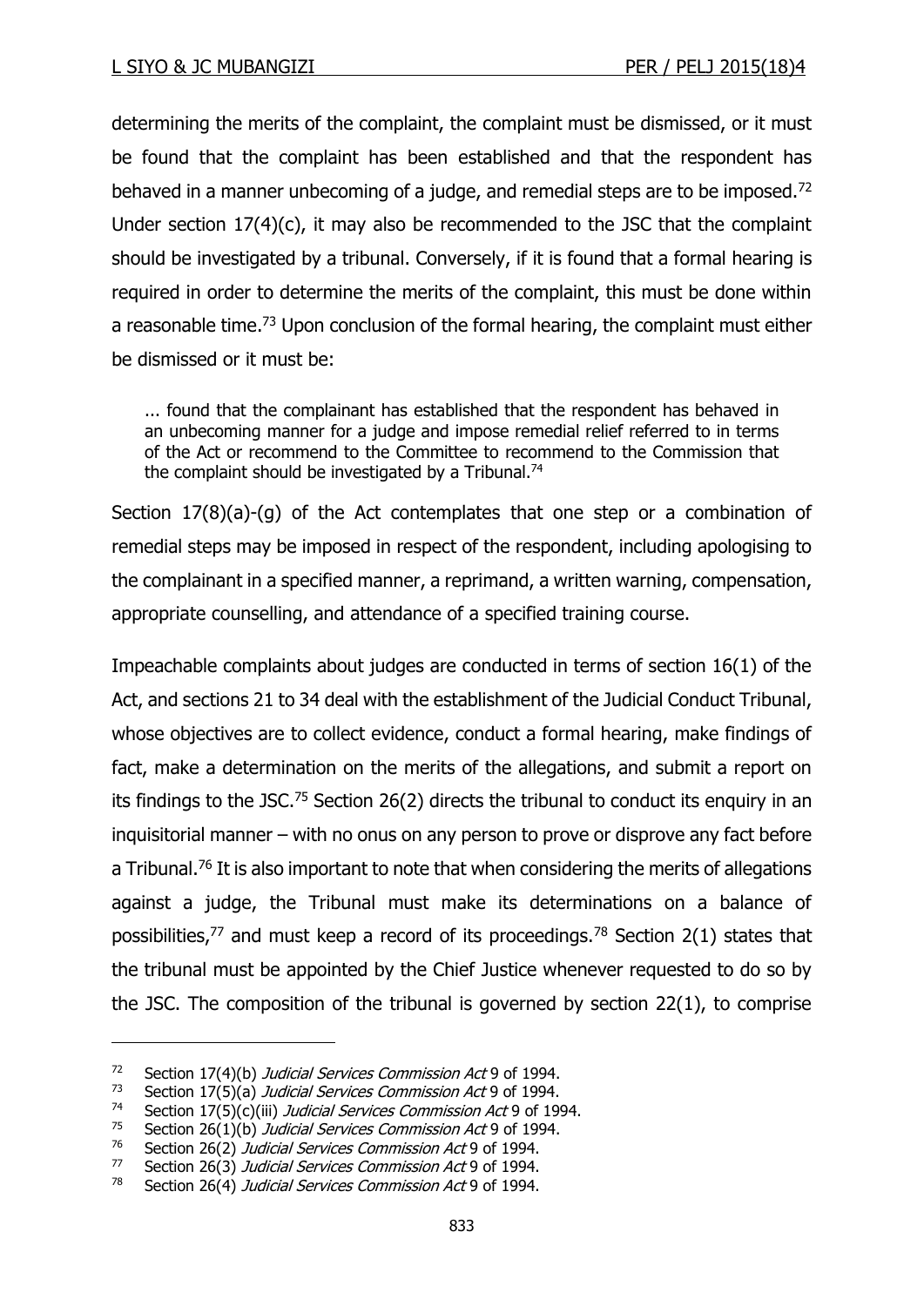determining the merits of the complaint, the complaint must be dismissed, or it must be found that the complaint has been established and that the respondent has behaved in a manner unbecoming of a judge, and remedial steps are to be imposed.[72] Under section 17(4)(c), it may also be recommended to the JSC that the complaint should be investigated by a tribunal. Conversely, if it is found that a formal hearing is required in order to determine the merits of the complaint, this must be done within a reasonable time.[73] Upon conclusion of the formal hearing, the complaint must either be dismissed or it must be:

> ... found that the complainant has established that the respondent has behaved in an unbecoming manner for a judge and impose remedial relief referred to in terms of the Act or recommend to the Committee to recommend to the Commission that the complaint should be investigated by a Tribunal.[74]

Section 17(8)(a)-(g) of the Act contemplates that one step or a combination of remedial steps may be imposed in respect of the respondent, including apologising to the complainant in a specified manner, a reprimand, a written warning, compensation, appropriate counselling, and attendance of a specified training course.

Impeachable complaints about judges are conducted in terms of section 16(1) of the Act, and sections 21 to 34 deal with the establishment of the Judicial Conduct Tribunal, whose objectives are to collect evidence, conduct a formal hearing, make findings of fact, make a determination on the merits of the allegations, and submit a report on its findings to the JSC.[75] Section 26(2) directs the tribunal to conduct its enquiry in an inquisitorial manner – with no onus on any person to prove or disprove any fact before a Tribunal.[76] It is also important to note that when considering the merits of allegations against a judge, the Tribunal must make its determinations on a balance of possibilities,[77] and must keep a record of its proceedings.[78] Section 2(1) states that the tribunal must be appointed by the Chief Justice whenever requested to do so by the JSC. The composition of the tribunal is governed by section 22(1), to comprise

---

[72] Section 17(4)(b) *Judicial Services Commission Act* 9 of 1994.

[73] Section 17(5)(a) *Judicial Services Commission Act* 9 of 1994.

[74] Section 17(5)(c)(iii) *Judicial Services Commission Act* 9 of 1994.

[75] Section 26(1)(b) *Judicial Services Commission Act* 9 of 1994.

[76] Section 26(2) *Judicial Services Commission Act* 9 of 1994.

[77] Section 26(3) *Judicial Services Commission Act* 9 of 1994.

[78] Section 26(4) *Judicial Services Commission Act* 9 of 1994.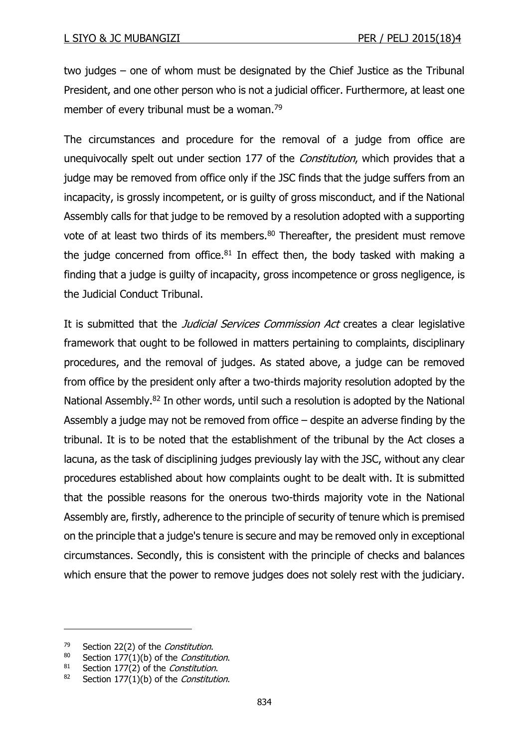two judges – one of whom must be designated by the Chief Justice as the Tribunal President, and one other person who is not a judicial officer. Furthermore, at least one member of every tribunal must be a woman.[79]

The circumstances and procedure for the removal of a judge from office are unequivocally spelt out under section 177 of the *Constitution*, which provides that a judge may be removed from office only if the JSC finds that the judge suffers from an incapacity, is grossly incompetent, or is guilty of gross misconduct, and if the National Assembly calls for that judge to be removed by a resolution adopted with a supporting vote of at least two thirds of its members.[80] Thereafter, the president must remove the judge concerned from office.[81] In effect then, the body tasked with making a finding that a judge is guilty of incapacity, gross incompetence or gross negligence, is the Judicial Conduct Tribunal.

It is submitted that the *Judicial Services Commission Act* creates a clear legislative framework that ought to be followed in matters pertaining to complaints, disciplinary procedures, and the removal of judges. As stated above, a judge can be removed from office by the president only after a two-thirds majority resolution adopted by the National Assembly.[82] In other words, until such a resolution is adopted by the National Assembly a judge may not be removed from office – despite an adverse finding by the tribunal. It is to be noted that the establishment of the tribunal by the Act closes a lacuna, as the task of disciplining judges previously lay with the JSC, without any clear procedures established about how complaints ought to be dealt with. It is submitted that the possible reasons for the onerous two-thirds majority vote in the National Assembly are, firstly, adherence to the principle of security of tenure which is premised on the principle that a judge's tenure is secure and may be removed only in exceptional circumstances. Secondly, this is consistent with the principle of checks and balances which ensure that the power to remove judges does not solely rest with the judiciary.

---

79 Section 22(2) of the *Constitution*.

80 Section 177(1)(b) of the *Constitution*.

81 Section 177(2) of the *Constitution*.

82 Section 177(1)(b) of the *Constitution*.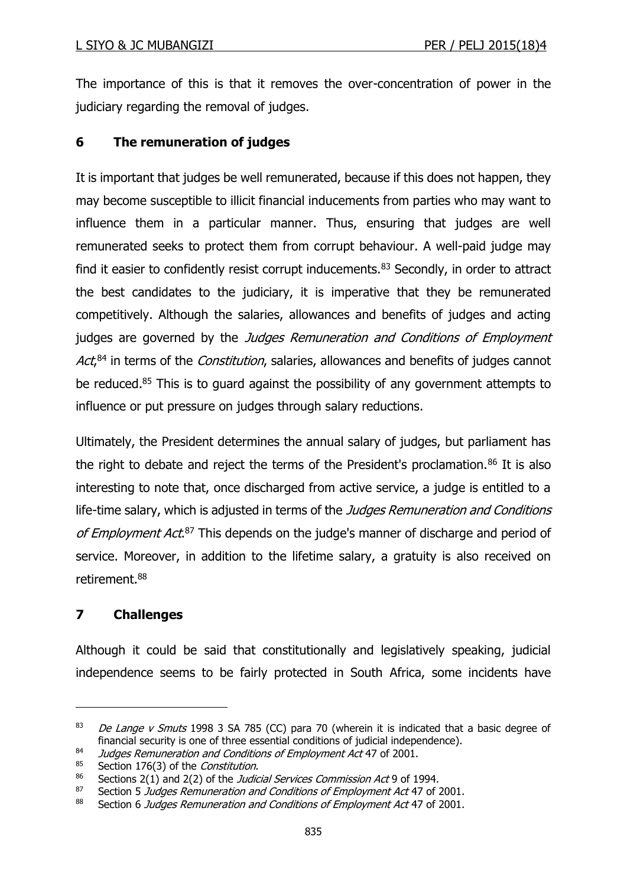The importance of this is that it removes the over-concentration of power in the judiciary regarding the removal of judges.

## 6 The remuneration of judges

It is important that judges be well remunerated, because if this does not happen, they may become susceptible to illicit financial inducements from parties who may want to influence them in a particular manner. Thus, ensuring that judges are well remunerated seeks to protect them from corrupt behaviour. A well-paid judge may find it easier to confidently resist corrupt inducements.[83] Secondly, in order to attract the best candidates to the judiciary, it is imperative that they be remunerated competitively. Although the salaries, allowances and benefits of judges and acting judges are governed by the *Judges Remuneration and Conditions of Employment Act*,[84] in terms of the *Constitution*, salaries, allowances and benefits of judges cannot be reduced.[85] This is to guard against the possibility of any government attempts to influence or put pressure on judges through salary reductions.

Ultimately, the President determines the annual salary of judges, but parliament has the right to debate and reject the terms of the President's proclamation.[86] It is also interesting to note that, once discharged from active service, a judge is entitled to a life-time salary, which is adjusted in terms of the *Judges Remuneration and Conditions of Employment Act*.[87] This depends on the judge's manner of discharge and period of service. Moreover, in addition to the lifetime salary, a gratuity is also received on retirement.[88]

## 7 Challenges

Although it could be said that constitutionally and legislatively speaking, judicial independence seems to be fairly protected in South Africa, some incidents have

---

[83] *De Lange v Smuts* 1998 3 SA 785 (CC) para 70 (wherein it is indicated that a basic degree of financial security is one of three essential conditions of judicial independence).

[84] *Judges Remuneration and Conditions of Employment Act* 47 of 2001.

[85] Section 176(3) of the *Constitution*.

[86] Sections 2(1) and 2(2) of the *Judicial Services Commission Act* 9 of 1994.

[87] Section 5 *Judges Remuneration and Conditions of Employment Act* 47 of 2001.

[88] Section 6 *Judges Remuneration and Conditions of Employment Act* 47 of 2001.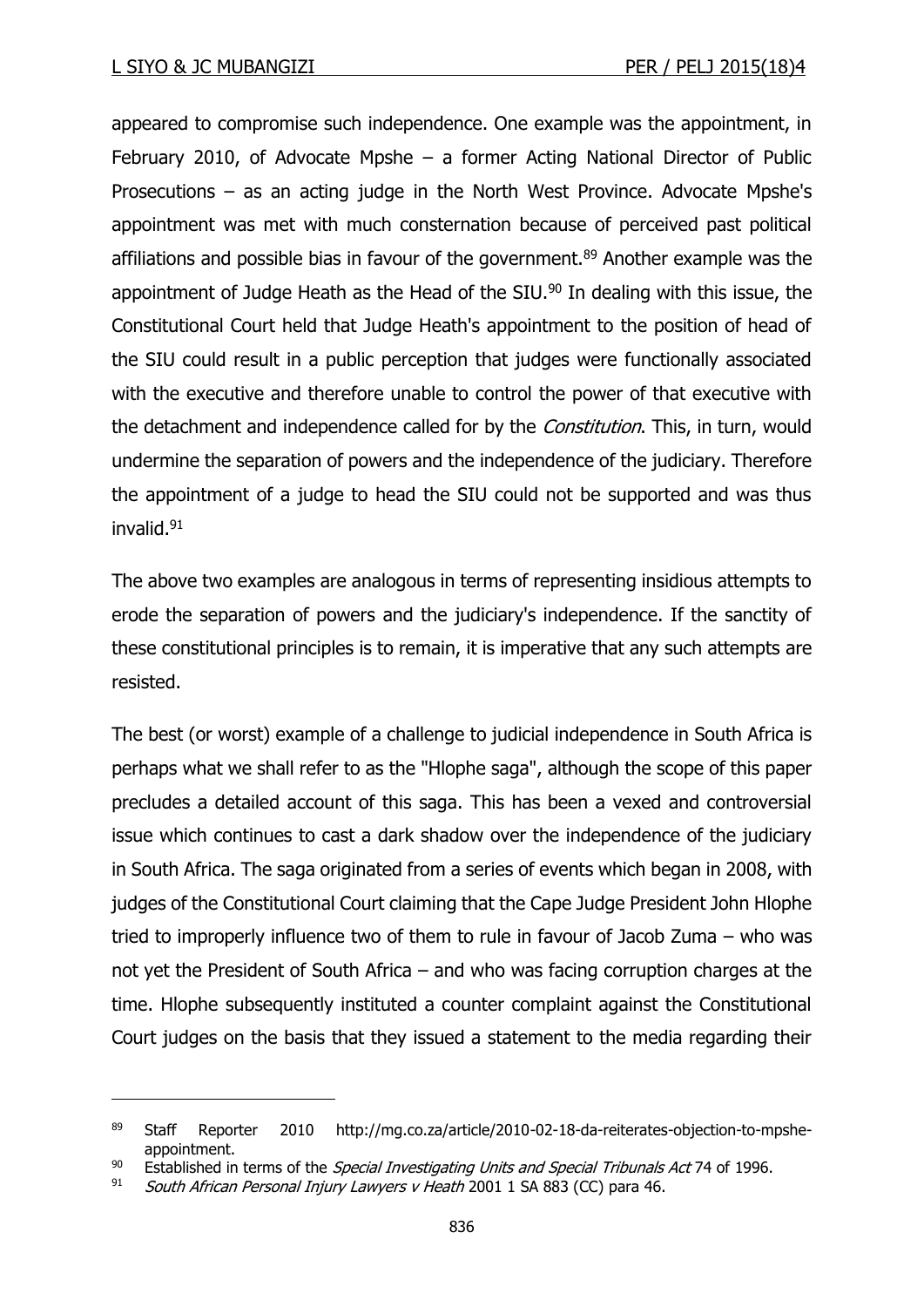appeared to compromise such independence. One example was the appointment, in February 2010, of Advocate Mpshe – a former Acting National Director of Public Prosecutions – as an acting judge in the North West Province. Advocate Mpshe's appointment was met with much consternation because of perceived past political affiliations and possible bias in favour of the government.[89] Another example was the appointment of Judge Heath as the Head of the SIU.[90] In dealing with this issue, the Constitutional Court held that Judge Heath's appointment to the position of head of the SIU could result in a public perception that judges were functionally associated with the executive and therefore unable to control the power of that executive with the detachment and independence called for by the *Constitution*. This, in turn, would undermine the separation of powers and the independence of the judiciary. Therefore the appointment of a judge to head the SIU could not be supported and was thus invalid.[91]

The above two examples are analogous in terms of representing insidious attempts to erode the separation of powers and the judiciary's independence. If the sanctity of these constitutional principles is to remain, it is imperative that any such attempts are resisted.

The best (or worst) example of a challenge to judicial independence in South Africa is perhaps what we shall refer to as the "Hlophe saga", although the scope of this paper precludes a detailed account of this saga. This has been a vexed and controversial issue which continues to cast a dark shadow over the independence of the judiciary in South Africa. The saga originated from a series of events which began in 2008, with judges of the Constitutional Court claiming that the Cape Judge President John Hlophe tried to improperly influence two of them to rule in favour of Jacob Zuma – who was not yet the President of South Africa – and who was facing corruption charges at the time. Hlophe subsequently instituted a counter complaint against the Constitutional Court judges on the basis that they issued a statement to the media regarding their

---

[89] Staff Reporter 2010 http://mg.co.za/article/2010-02-18-da-reiterates-objection-to-mpshe-appointment.

[90] Established in terms of the *Special Investigating Units and Special Tribunals Act* 74 of 1996.

[91] *South African Personal Injury Lawyers v Heath* 2001 1 SA 883 (CC) para 46.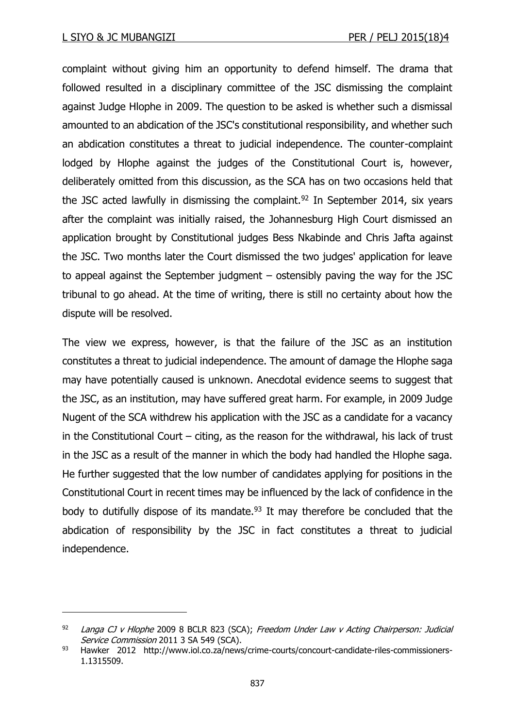complaint without giving him an opportunity to defend himself. The drama that followed resulted in a disciplinary committee of the JSC dismissing the complaint against Judge Hlophe in 2009. The question to be asked is whether such a dismissal amounted to an abdication of the JSC's constitutional responsibility, and whether such an abdication constitutes a threat to judicial independence. The counter-complaint lodged by Hlophe against the judges of the Constitutional Court is, however, deliberately omitted from this discussion, as the SCA has on two occasions held that the JSC acted lawfully in dismissing the complaint.[92] In September 2014, six years after the complaint was initially raised, the Johannesburg High Court dismissed an application brought by Constitutional judges Bess Nkabinde and Chris Jafta against the JSC. Two months later the Court dismissed the two judges' application for leave to appeal against the September judgment – ostensibly paving the way for the JSC tribunal to go ahead. At the time of writing, there is still no certainty about how the dispute will be resolved.

The view we express, however, is that the failure of the JSC as an institution constitutes a threat to judicial independence. The amount of damage the Hlophe saga may have potentially caused is unknown. Anecdotal evidence seems to suggest that the JSC, as an institution, may have suffered great harm. For example, in 2009 Judge Nugent of the SCA withdrew his application with the JSC as a candidate for a vacancy in the Constitutional Court – citing, as the reason for the withdrawal, his lack of trust in the JSC as a result of the manner in which the body had handled the Hlophe saga. He further suggested that the low number of candidates applying for positions in the Constitutional Court in recent times may be influenced by the lack of confidence in the body to dutifully dispose of its mandate.[93] It may therefore be concluded that the abdication of responsibility by the JSC in fact constitutes a threat to judicial independence.

---

[92] *Langa CJ v Hlophe* 2009 8 BCLR 823 (SCA); *Freedom Under Law v Acting Chairperson: Judicial Service Commission* 2011 3 SA 549 (SCA).

[93] Hawker 2012 http://www.iol.co.za/news/crime-courts/concourt-candidate-riles-commissioners-1.1315509.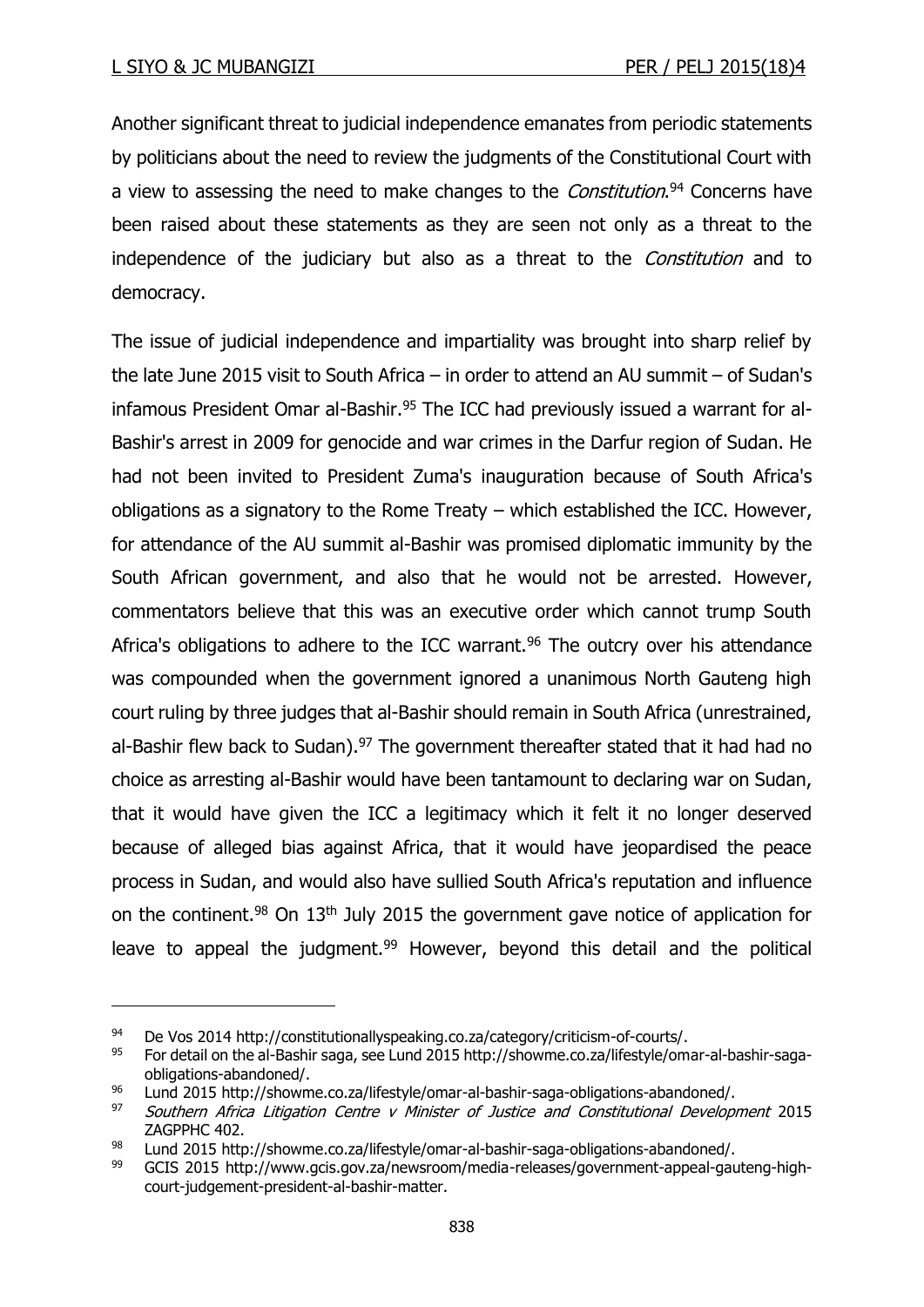Another significant threat to judicial independence emanates from periodic statements by politicians about the need to review the judgments of the Constitutional Court with a view to assessing the need to make changes to the *Constitution*.[94] Concerns have been raised about these statements as they are seen not only as a threat to the independence of the judiciary but also as a threat to the *Constitution* and to democracy.

The issue of judicial independence and impartiality was brought into sharp relief by the late June 2015 visit to South Africa – in order to attend an AU summit – of Sudan's infamous President Omar al-Bashir.[95] The ICC had previously issued a warrant for al-Bashir's arrest in 2009 for genocide and war crimes in the Darfur region of Sudan. He had not been invited to President Zuma's inauguration because of South Africa's obligations as a signatory to the Rome Treaty – which established the ICC. However, for attendance of the AU summit al-Bashir was promised diplomatic immunity by the South African government, and also that he would not be arrested. However, commentators believe that this was an executive order which cannot trump South Africa's obligations to adhere to the ICC warrant.[96] The outcry over his attendance was compounded when the government ignored a unanimous North Gauteng high court ruling by three judges that al-Bashir should remain in South Africa (unrestrained, al-Bashir flew back to Sudan).[97] The government thereafter stated that it had had no choice as arresting al-Bashir would have been tantamount to declaring war on Sudan, that it would have given the ICC a legitimacy which it felt it no longer deserved because of alleged bias against Africa, that it would have jeopardised the peace process in Sudan, and would also have sullied South Africa's reputation and influence on the continent.[98] On 13th July 2015 the government gave notice of application for leave to appeal the judgment.[99] However, beyond this detail and the political

---

[94] De Vos 2014 http://constitutionallyspeaking.co.za/category/criticism-of-courts/.

[95] For detail on the al-Bashir saga, see Lund 2015 http://showme.co.za/lifestyle/omar-al-bashir-saga-obligations-abandoned/.

[96] Lund 2015 http://showme.co.za/lifestyle/omar-al-bashir-saga-obligations-abandoned/.

[97] *Southern Africa Litigation Centre v Minister of Justice and Constitutional Development* 2015 ZAGPPHC 402.

[98] Lund 2015 http://showme.co.za/lifestyle/omar-al-bashir-saga-obligations-abandoned/.

[99] GCIS 2015 http://www.gcis.gov.za/newsroom/media-releases/government-appeal-gauteng-high-court-judgement-president-al-bashir-matter.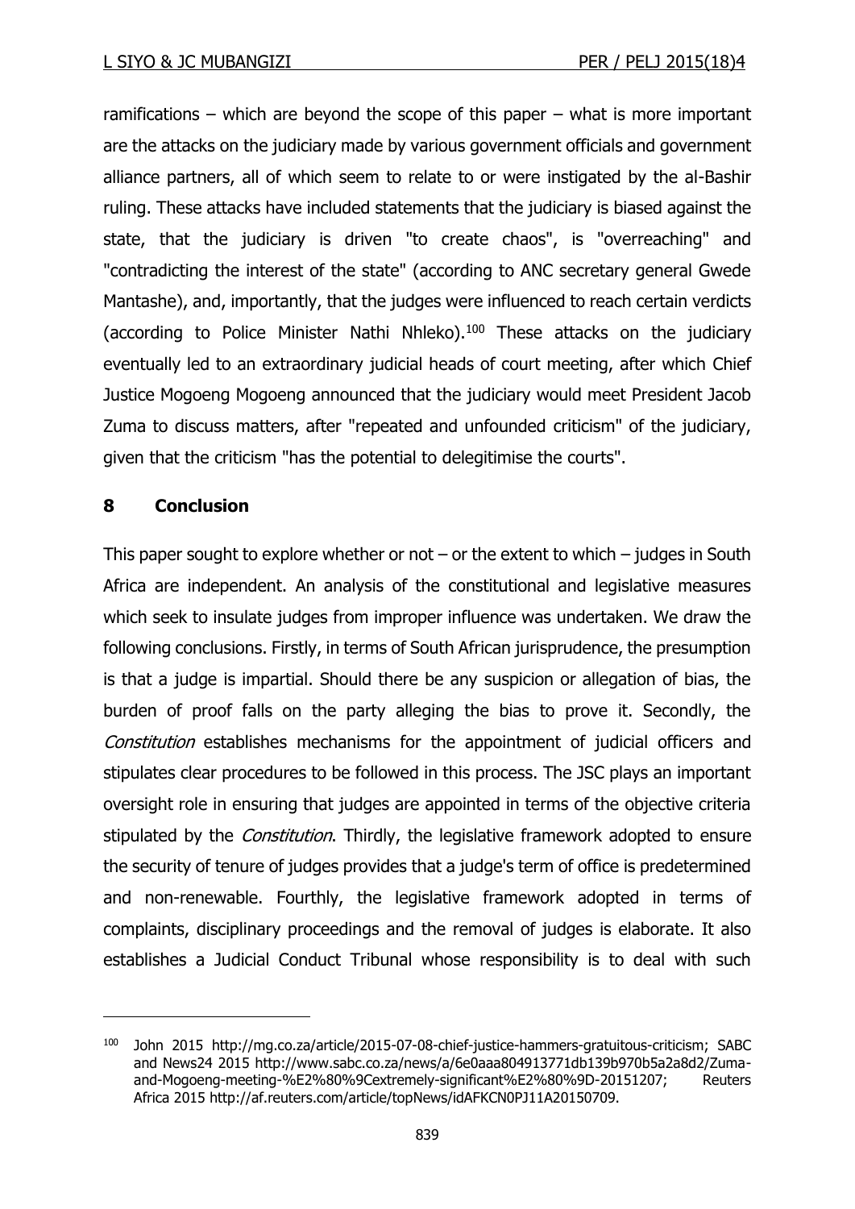ramifications – which are beyond the scope of this paper – what is more important are the attacks on the judiciary made by various government officials and government alliance partners, all of which seem to relate to or were instigated by the al-Bashir ruling. These attacks have included statements that the judiciary is biased against the state, that the judiciary is driven "to create chaos", is "overreaching" and "contradicting the interest of the state" (according to ANC secretary general Gwede Mantashe), and, importantly, that the judges were influenced to reach certain verdicts (according to Police Minister Nathi Nhleko).[100] These attacks on the judiciary eventually led to an extraordinary judicial heads of court meeting, after which Chief Justice Mogoeng Mogoeng announced that the judiciary would meet President Jacob Zuma to discuss matters, after "repeated and unfounded criticism" of the judiciary, given that the criticism "has the potential to delegitimise the courts".

## 8 Conclusion

This paper sought to explore whether or not – or the extent to which – judges in South Africa are independent. An analysis of the constitutional and legislative measures which seek to insulate judges from improper influence was undertaken. We draw the following conclusions. Firstly, in terms of South African jurisprudence, the presumption is that a judge is impartial. Should there be any suspicion or allegation of bias, the burden of proof falls on the party alleging the bias to prove it. Secondly, the *Constitution* establishes mechanisms for the appointment of judicial officers and stipulates clear procedures to be followed in this process. The JSC plays an important oversight role in ensuring that judges are appointed in terms of the objective criteria stipulated by the *Constitution*. Thirdly, the legislative framework adopted to ensure the security of tenure of judges provides that a judge's term of office is predetermined and non-renewable. Fourthly, the legislative framework adopted in terms of complaints, disciplinary proceedings and the removal of judges is elaborate. It also establishes a Judicial Conduct Tribunal whose responsibility is to deal with such

---

[100] John 2015 http://mg.co.za/article/2015-07-08-chief-justice-hammers-gratuitous-criticism; SABC and News24 2015 http://www.sabc.co.za/news/a/6e0aaa804913771db139b970b5a2a8d2/Zuma-and-Mogoeng-meeting-%E2%80%9Cextremely-significant%E2%80%9D-20151207; Reuters Africa 2015 http://af.reuters.com/article/topNews/idAFKCN0PJ11A20150709.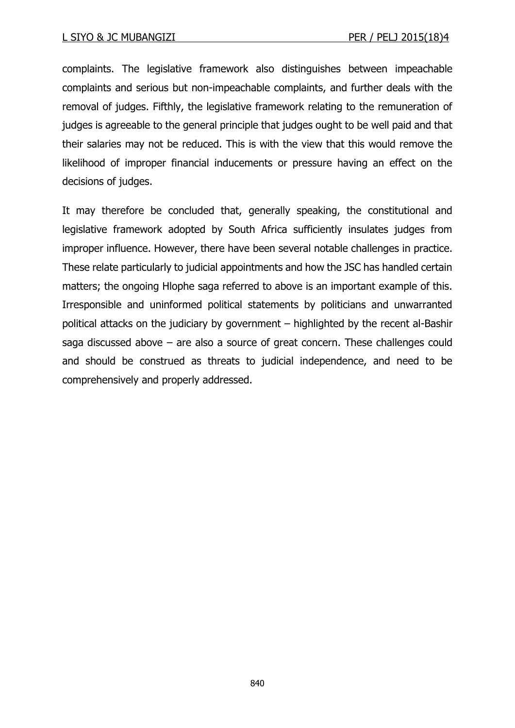complaints. The legislative framework also distinguishes between impeachable complaints and serious but non-impeachable complaints, and further deals with the removal of judges. Fifthly, the legislative framework relating to the remuneration of judges is agreeable to the general principle that judges ought to be well paid and that their salaries may not be reduced. This is with the view that this would remove the likelihood of improper financial inducements or pressure having an effect on the decisions of judges.

It may therefore be concluded that, generally speaking, the constitutional and legislative framework adopted by South Africa sufficiently insulates judges from improper influence. However, there have been several notable challenges in practice. These relate particularly to judicial appointments and how the JSC has handled certain matters; the ongoing Hlophe saga referred to above is an important example of this. Irresponsible and uninformed political statements by politicians and unwarranted political attacks on the judiciary by government – highlighted by the recent al-Bashir saga discussed above – are also a source of great concern. These challenges could and should be construed as threats to judicial independence, and need to be comprehensively and properly addressed.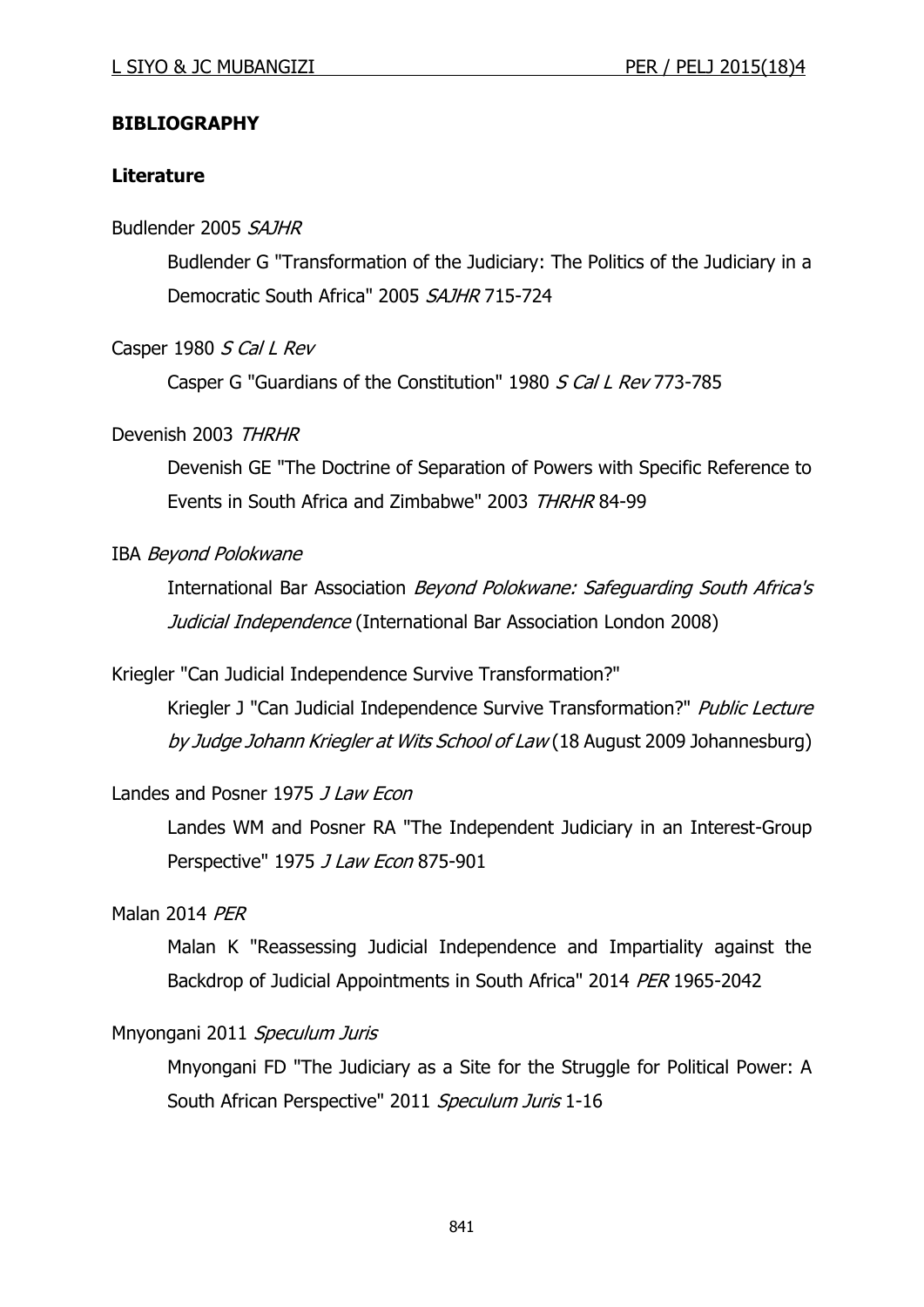## BIBLIOGRAPHY

### Literature

Budlender 2005 *SAJHR*

Budlender G "Transformation of the Judiciary: The Politics of the Judiciary in a Democratic South Africa" 2005 *SAJHR* 715-724

Casper 1980 *S Cal L Rev*

Casper G "Guardians of the Constitution" 1980 *S Cal L Rev* 773-785

Devenish 2003 *THRHR*

Devenish GE "The Doctrine of Separation of Powers with Specific Reference to Events in South Africa and Zimbabwe" 2003 *THRHR* 84-99

IBA *Beyond Polokwane*

International Bar Association *Beyond Polokwane: Safeguarding South Africa's Judicial Independence* (International Bar Association London 2008)

Kriegler "Can Judicial Independence Survive Transformation?"

Kriegler J "Can Judicial Independence Survive Transformation?" *Public Lecture by Judge Johann Kriegler at Wits School of Law* (18 August 2009 Johannesburg)

Landes and Posner 1975 *J Law Econ*

Landes WM and Posner RA "The Independent Judiciary in an Interest-Group Perspective" 1975 *J Law Econ* 875-901

Malan 2014 *PER*

Malan K "Reassessing Judicial Independence and Impartiality against the Backdrop of Judicial Appointments in South Africa" 2014 *PER* 1965-2042

Mnyongani 2011 *Speculum Juris*

Mnyongani FD "The Judiciary as a Site for the Struggle for Political Power: A South African Perspective" 2011 *Speculum Juris* 1-16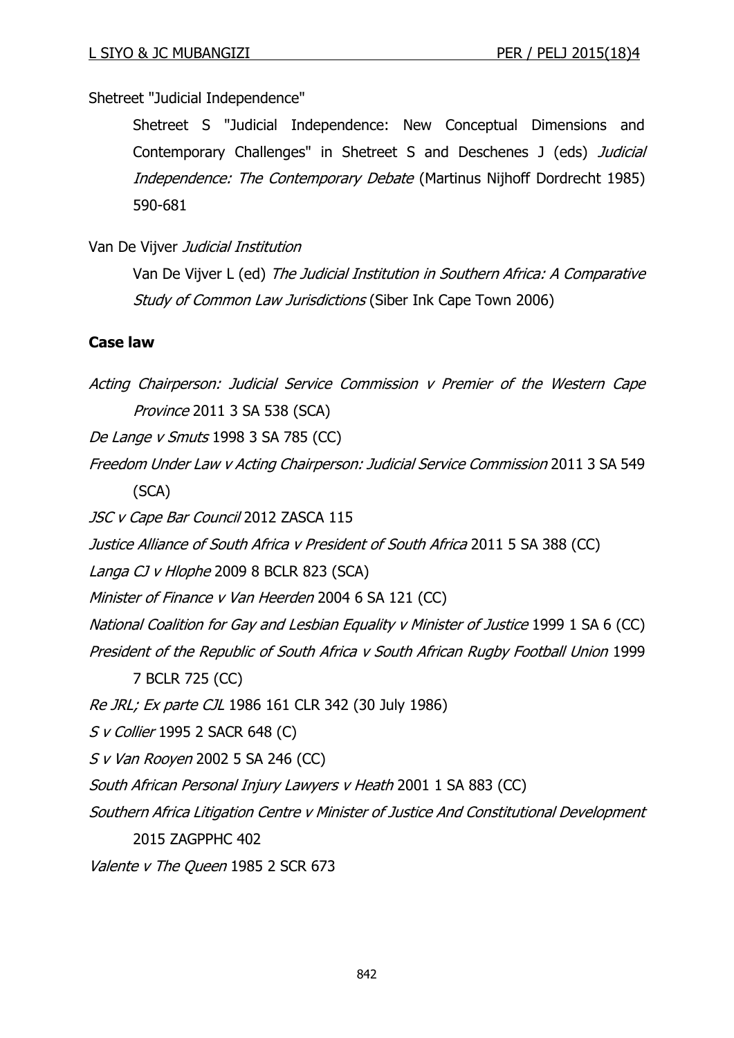Shetreet "Judicial Independence"

Shetreet S "Judicial Independence: New Conceptual Dimensions and Contemporary Challenges" in Shetreet S and Deschenes J (eds) *Judicial Independence: The Contemporary Debate* (Martinus Nijhoff Dordrecht 1985) 590-681

Van De Vijver *Judicial Institution*

Van De Vijver L (ed) *The Judicial Institution in Southern Africa: A Comparative Study of Common Law Jurisdictions* (Siber Ink Cape Town 2006)

## Case law

*Acting Chairperson: Judicial Service Commission v Premier of the Western Cape Province* 2011 3 SA 538 (SCA)

*De Lange v Smuts* 1998 3 SA 785 (CC)

*Freedom Under Law v Acting Chairperson: Judicial Service Commission* 2011 3 SA 549 (SCA)

*JSC v Cape Bar Council* 2012 ZASCA 115

*Justice Alliance of South Africa v President of South Africa* 2011 5 SA 388 (CC)

*Langa CJ v Hlophe* 2009 8 BCLR 823 (SCA)

*Minister of Finance v Van Heerden* 2004 6 SA 121 (CC)

*National Coalition for Gay and Lesbian Equality v Minister of Justice* 1999 1 SA 6 (CC)

*President of the Republic of South Africa v South African Rugby Football Union* 1999 7 BCLR 725 (CC)

*Re JRL; Ex parte CJL* 1986 161 CLR 342 (30 July 1986)

*S v Collier* 1995 2 SACR 648 (C)

*S v Van Rooyen* 2002 5 SA 246 (CC)

*South African Personal Injury Lawyers v Heath* 2001 1 SA 883 (CC)

*Southern Africa Litigation Centre v Minister of Justice And Constitutional Development* 2015 ZAGPPHC 402

*Valente v The Queen* 1985 2 SCR 673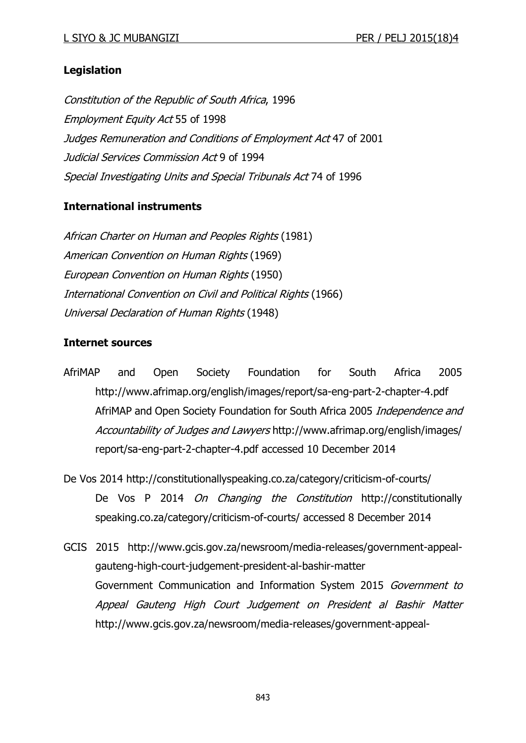## Legislation

*Constitution of the Republic of South Africa*, 1996

*Employment Equity Act* 55 of 1998

*Judges Remuneration and Conditions of Employment Act* 47 of 2001

*Judicial Services Commission Act* 9 of 1994

*Special Investigating Units and Special Tribunals Act* 74 of 1996

## International instruments

*African Charter on Human and Peoples Rights* (1981)

*American Convention on Human Rights* (1969)

*European Convention on Human Rights* (1950)

*International Convention on Civil and Political Rights* (1966)

*Universal Declaration of Human Rights* (1948)

## Internet sources

AfriMAP and Open Society Foundation for South Africa 2005 http://www.afrimap.org/english/images/report/sa-eng-part-2-chapter-4.pdf
AfriMAP and Open Society Foundation for South Africa 2005 *Independence and Accountability of Judges and Lawyers* http://www.afrimap.org/english/images/report/sa-eng-part-2-chapter-4.pdf accessed 10 December 2014

De Vos 2014 http://constitutionallyspeaking.co.za/category/criticism-of-courts/
De Vos P 2014 *On Changing the Constitution* http://constitutionally speaking.co.za/category/criticism-of-courts/ accessed 8 December 2014

GCIS 2015 http://www.gcis.gov.za/newsroom/media-releases/government-appeal-gauteng-high-court-judgement-president-al-bashir-matter
Government Communication and Information System 2015 *Government to Appeal Gauteng High Court Judgement on President al Bashir Matter* http://www.gcis.gov.za/newsroom/media-releases/government-appeal-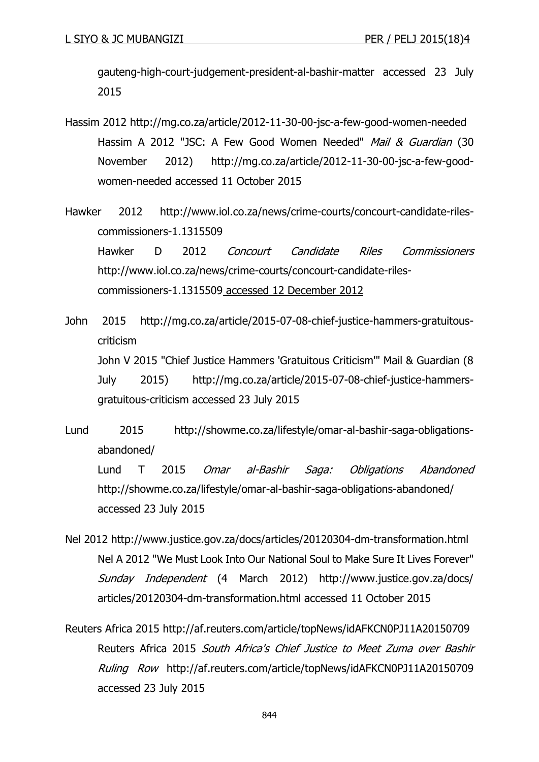gauteng-high-court-judgement-president-al-bashir-matter accessed 23 July 2015

Hassim 2012 http://mg.co.za/article/2012-11-30-00-jsc-a-few-good-women-needed
Hassim A 2012 "JSC: A Few Good Women Needed" *Mail & Guardian* (30 November 2012) http://mg.co.za/article/2012-11-30-00-jsc-a-few-good-women-needed accessed 11 October 2015

Hawker 2012 http://www.iol.co.za/news/crime-courts/concourt-candidate-riles-commissioners-1.1315509
Hawker D 2012 *Concourt Candidate Riles Commissioners* http://www.iol.co.za/news/crime-courts/concourt-candidate-riles-commissioners-1.1315509 accessed 12 December 2012

John 2015 http://mg.co.za/article/2015-07-08-chief-justice-hammers-gratuitous-criticism
John V 2015 "Chief Justice Hammers 'Gratuitous Criticism'" Mail & Guardian (8 July 2015) http://mg.co.za/article/2015-07-08-chief-justice-hammers-gratuitous-criticism accessed 23 July 2015

Lund 2015 http://showme.co.za/lifestyle/omar-al-bashir-saga-obligations-abandoned/
Lund T 2015 *Omar al-Bashir Saga: Obligations Abandoned* http://showme.co.za/lifestyle/omar-al-bashir-saga-obligations-abandoned/ accessed 23 July 2015

Nel 2012 http://www.justice.gov.za/docs/articles/20120304-dm-transformation.html
Nel A 2012 "We Must Look Into Our National Soul to Make Sure It Lives Forever" *Sunday Independent* (4 March 2012) http://www.justice.gov.za/docs/articles/20120304-dm-transformation.html accessed 11 October 2015

Reuters Africa 2015 http://af.reuters.com/article/topNews/idAFKCN0PJ11A20150709
Reuters Africa 2015 *South Africa's Chief Justice to Meet Zuma over Bashir Ruling Row* http://af.reuters.com/article/topNews/idAFKCN0PJ11A20150709 accessed 23 July 2015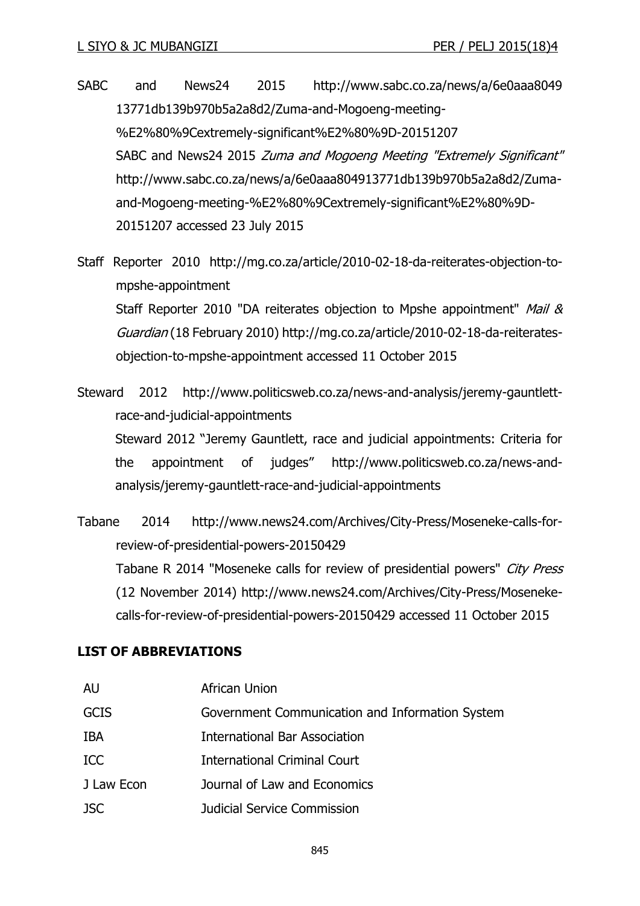SABC and News24 2015 http://www.sabc.co.za/news/a/6e0aaa8049 13771db139b970b5a2a8d2/Zuma-and-Mogoeng-meeting-%E2%80%9Cextremely-significant%E2%80%9D-20151207

SABC and News24 2015 *Zuma and Mogoeng Meeting "Extremely Significant"* http://www.sabc.co.za/news/a/6e0aaa804913771db139b970b5a2a8d2/Zuma-and-Mogoeng-meeting-%E2%80%9Cextremely-significant%E2%80%9D-20151207 accessed 23 July 2015

Staff Reporter 2010 http://mg.co.za/article/2010-02-18-da-reiterates-objection-to-mpshe-appointment

Staff Reporter 2010 "DA reiterates objection to Mpshe appointment" *Mail & Guardian* (18 February 2010) http://mg.co.za/article/2010-02-18-da-reiterates-objection-to-mpshe-appointment accessed 11 October 2015

Steward 2012 http://www.politicsweb.co.za/news-and-analysis/jeremy-gauntlett-race-and-judicial-appointments

Steward 2012 "Jeremy Gauntlett, race and judicial appointments: Criteria for the appointment of judges" http://www.politicsweb.co.za/news-and-analysis/jeremy-gauntlett-race-and-judicial-appointments

Tabane 2014 http://www.news24.com/Archives/City-Press/Moseneke-calls-for-review-of-presidential-powers-20150429

Tabane R 2014 "Moseneke calls for review of presidential powers" *City Press* (12 November 2014) http://www.news24.com/Archives/City-Press/Moseneke-calls-for-review-of-presidential-powers-20150429 accessed 11 October 2015

## LIST OF ABBREVIATIONS

| | |
|---|---|
| AU | African Union |
| GCIS | Government Communication and Information System |
| IBA | International Bar Association |
| ICC | International Criminal Court |
| J Law Econ | Journal of Law and Economics |
| JSC | Judicial Service Commission |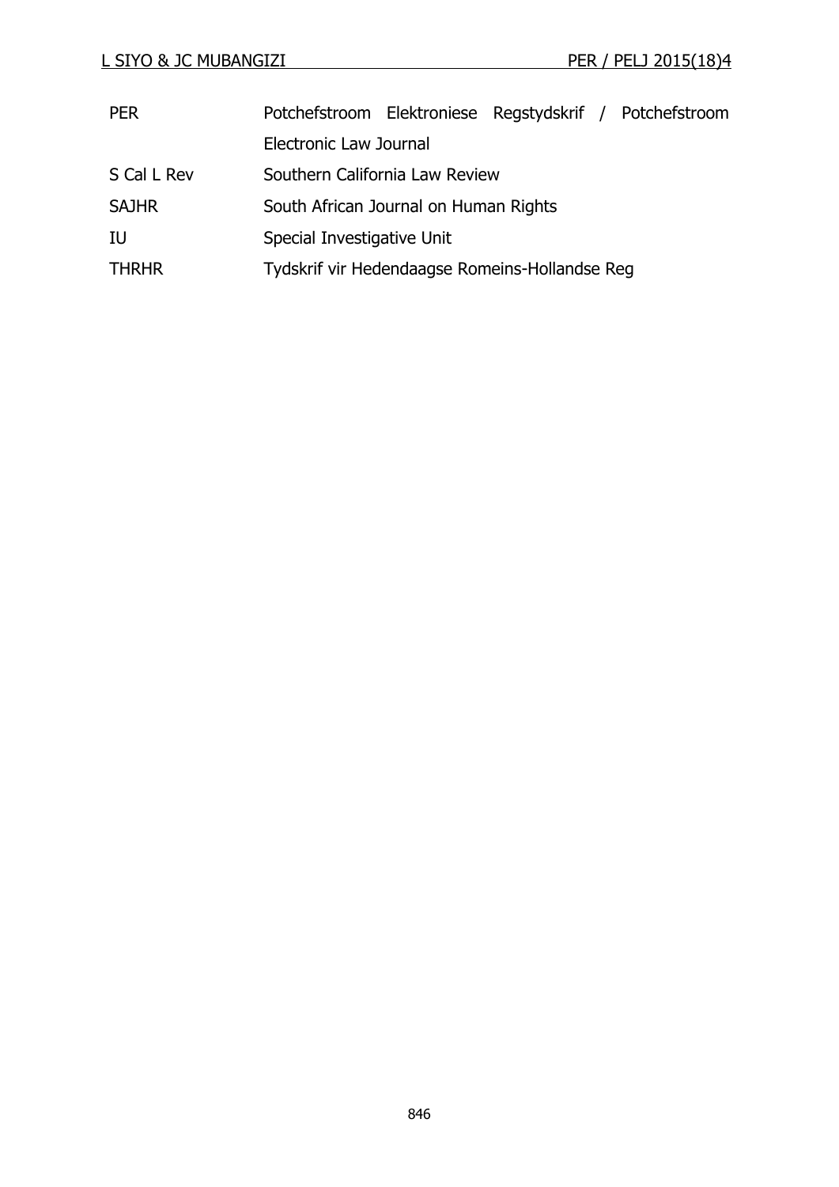| | |
|---|---|
| PER | Potchefstroom Elektroniese Regstydskrif / Potchefstroom Electronic Law Journal |
| S Cal L Rev | Southern California Law Review |
| SAJHR | South African Journal on Human Rights |
| IU | Special Investigative Unit |
| THRHR | Tydskrif vir Hedendaagse Romeins-Hollandse Reg |